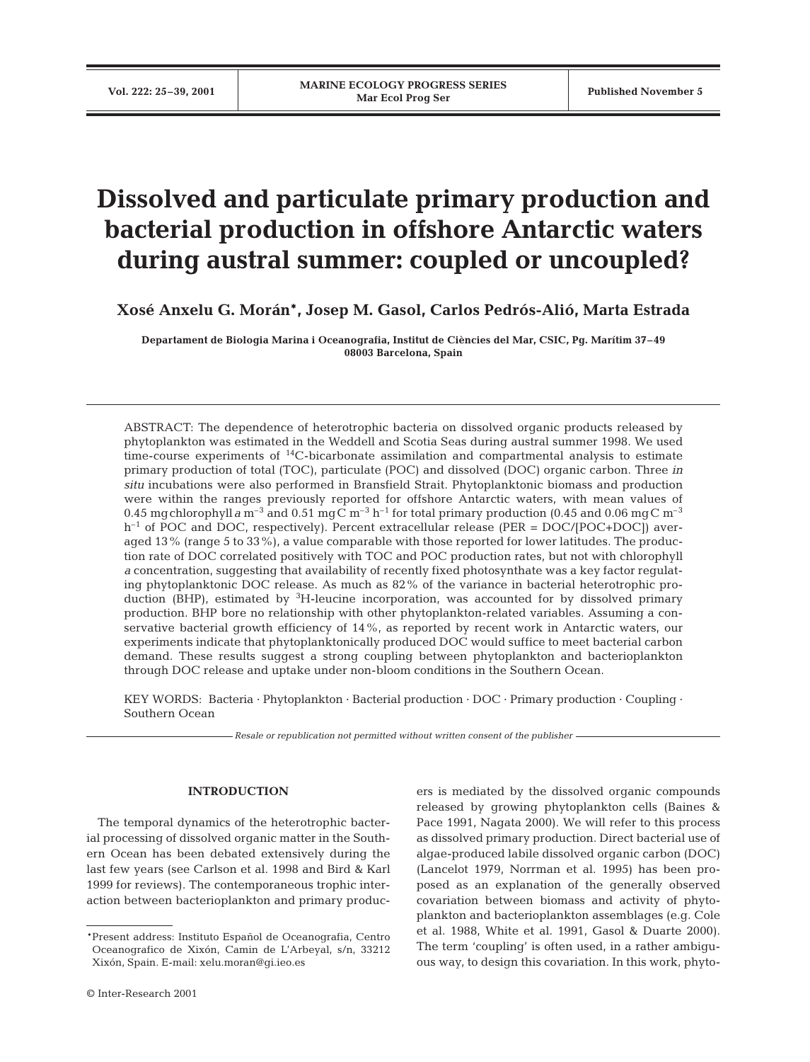# Dissolved and particulate primary production and bacterial production in offshore Antarctic waters during austral summer: coupled or uncoupled?

**Xosé Anxelu G. Morán\*, Josep M. Gasol, Carlos Pedrós-Alió, Marta Estrada**

**Departament de Biologia Marina i Oceanografia, Institut de Ciències del Mar, CSIC, Pg. Marítim 37–49 08003 Barcelona, Spain**

ABSTRACT: The dependence of heterotrophic bacteria on dissolved organic products released by phytoplankton was estimated in the Weddell and Scotia Seas during austral summer 1998. We used time-course experiments of $^{14}$C-bicarbonate assimilation and compartmental analysis to estimate primary production of total (TOC), particulate (POC) and dissolved (DOC) organic carbon. Three *in situ* incubations were also performed in Bransfield Strait. Phytoplanktonic biomass and production were within the ranges previously reported for offshore Antarctic waters, with mean values of 0.45 mg chlorophyll *a* m$^{-3}$ and 0.51 mg C m$^{-3}$ h$^{-1}$ for total primary production (0.45 and 0.06 mg C m$^{-3}$ h$^{-1}$ of POC and DOC, respectively). Percent extracellular release (PER = DOC/[POC+DOC]) averaged 13% (range 5 to 33%), a value comparable with those reported for lower latitudes. The production rate of DOC correlated positively with TOC and POC production rates, but not with chlorophyll *a* concentration, suggesting that availability of recently fixed photosynthate was a key factor regulating phytoplanktonic DOC release. As much as 82% of the variance in bacterial heterotrophic production (BHP), estimated by $^{3}$H-leucine incorporation, was accounted for by dissolved primary production. BHP bore no relationship with other phytoplankton-related variables. Assuming a conservative bacterial growth efficiency of 14%, as reported by recent work in Antarctic waters, our experiments indicate that phytoplanktonically produced DOC would suffice to meet bacterial carbon demand. These results suggest a strong coupling between phytoplankton and bacterioplankton through DOC release and uptake under non-bloom conditions in the Southern Ocean.

KEY WORDS: Bacteria · Phytoplankton · Bacterial production · DOC · Primary production · Coupling · Southern Ocean

*Resale or republication not permitted without written consent of the publisher*

## INTRODUCTION

The temporal dynamics of the heterotrophic bacterial processing of dissolved organic matter in the Southern Ocean has been debated extensively during the last few years (see Carlson et al. 1998 and Bird & Karl 1999 for reviews). The contemporaneous trophic interaction between bacterioplankton and primary producers is mediated by the dissolved organic compounds released by growing phytoplankton cells (Baines & Pace 1991, Nagata 2000). We will refer to this process as dissolved primary production. Direct bacterial use of algae-produced labile dissolved organic carbon (DOC) (Lancelot 1979, Norrman et al. 1995) has been proposed as an explanation of the generally observed covariation between biomass and activity of phytoplankton and bacterioplankton assemblages (e.g. Cole et al. 1988, White et al. 1991, Gasol & Duarte 2000). The term 'coupling' is often used, in a rather ambiguous way, to design this covariation. In this work, phyto-

\*Present address: Instituto Español de Oceanografia, Centro Oceanografico de Xixón, Camin de L'Arbeyal, s/n, 33212 Xixón, Spain. E-mail: xelu.moran@gi.ieo.es

© Inter-Research 2001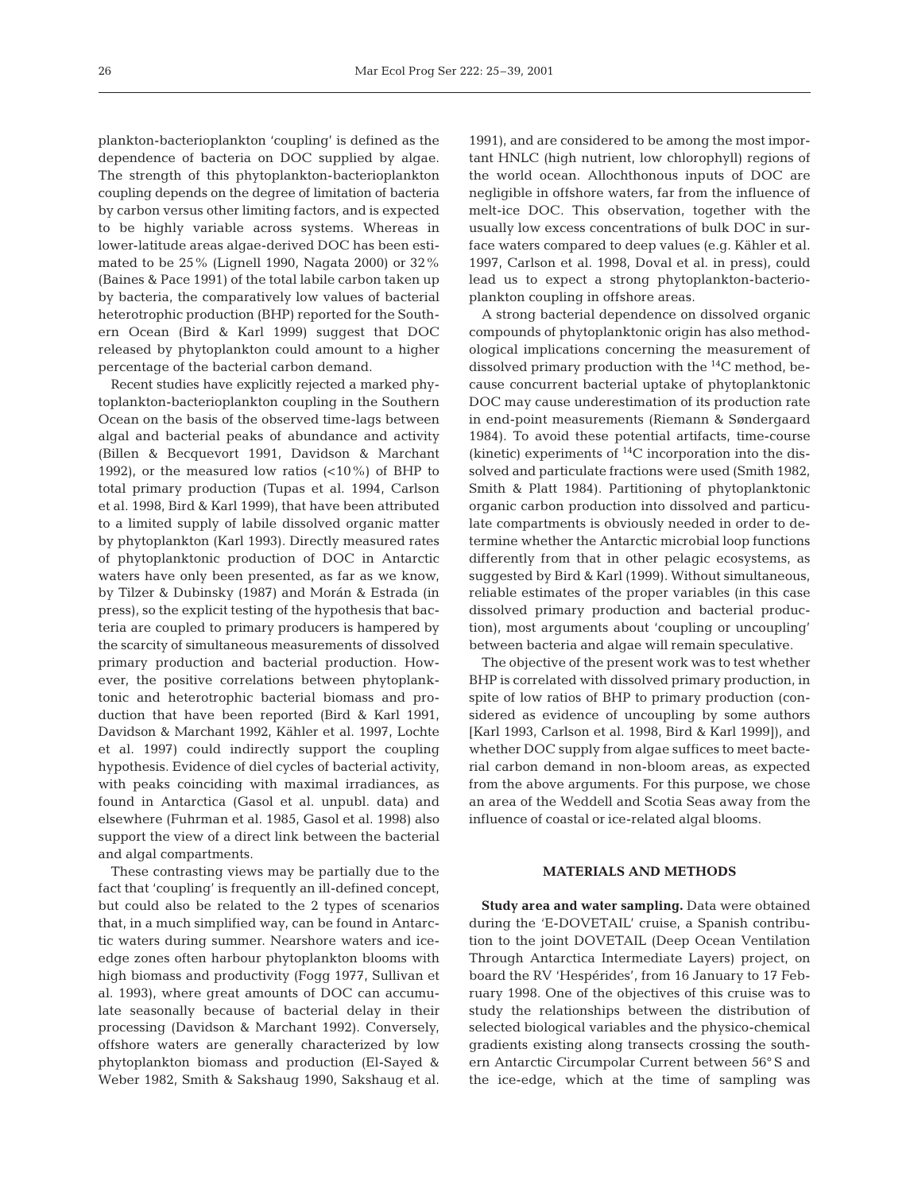plankton-bacterioplankton 'coupling' is defined as the dependence of bacteria on DOC supplied by algae. The strength of this phytoplankton-bacterioplankton coupling depends on the degree of limitation of bacteria by carbon versus other limiting factors, and is expected to be highly variable across systems. Whereas in lower-latitude areas algae-derived DOC has been estimated to be 25% (Lignell 1990, Nagata 2000) or 32% (Baines & Pace 1991) of the total labile carbon taken up by bacteria, the comparatively low values of bacterial heterotrophic production (BHP) reported for the Southern Ocean (Bird & Karl 1999) suggest that DOC released by phytoplankton could amount to a higher percentage of the bacterial carbon demand.

Recent studies have explicitly rejected a marked phytoplankton-bacterioplankton coupling in the Southern Ocean on the basis of the observed time-lags between algal and bacterial peaks of abundance and activity (Billen & Becquevort 1991, Davidson & Marchant 1992), or the measured low ratios (<10%) of BHP to total primary production (Tupas et al. 1994, Carlson et al. 1998, Bird & Karl 1999), that have been attributed to a limited supply of labile dissolved organic matter by phytoplankton (Karl 1993). Directly measured rates of phytoplanktonic production of DOC in Antarctic waters have only been presented, as far as we know, by Tilzer & Dubinsky (1987) and Morán & Estrada (in press), so the explicit testing of the hypothesis that bacteria are coupled to primary producers is hampered by the scarcity of simultaneous measurements of dissolved primary production and bacterial production. However, the positive correlations between phytoplanktonic and heterotrophic bacterial biomass and production that have been reported (Bird & Karl 1991, Davidson & Marchant 1992, Kähler et al. 1997, Lochte et al. 1997) could indirectly support the coupling hypothesis. Evidence of diel cycles of bacterial activity, with peaks coinciding with maximal irradiances, as found in Antarctica (Gasol et al. unpubl. data) and elsewhere (Fuhrman et al. 1985, Gasol et al. 1998) also support the view of a direct link between the bacterial and algal compartments.

These contrasting views may be partially due to the fact that 'coupling' is frequently an ill-defined concept, but could also be related to the 2 types of scenarios that, in a much simplified way, can be found in Antarctic waters during summer. Nearshore waters and ice-edge zones often harbour phytoplankton blooms with high biomass and productivity (Fogg 1977, Sullivan et al. 1993), where great amounts of DOC can accumulate seasonally because of bacterial delay in their processing (Davidson & Marchant 1992). Conversely, offshore waters are generally characterized by low phytoplankton biomass and production (El-Sayed & Weber 1982, Smith & Sakshaug 1990, Sakshaug et al. 1991), and are considered to be among the most important HNLC (high nutrient, low chlorophyll) regions of the world ocean. Allochthonous inputs of DOC are negligible in offshore waters, far from the influence of melt-ice DOC. This observation, together with the usually low excess concentrations of bulk DOC in surface waters compared to deep values (e.g. Kähler et al. 1997, Carlson et al. 1998, Doval et al. in press), could lead us to expect a strong phytoplankton-bacterioplankton coupling in offshore areas.

A strong bacterial dependence on dissolved organic compounds of phytoplanktonic origin has also methodological implications concerning the measurement of dissolved primary production with the $^{14}C$ method, because concurrent bacterial uptake of phytoplanktonic DOC may cause underestimation of its production rate in end-point measurements (Riemann & Søndergaard 1984). To avoid these potential artifacts, time-course (kinetic) experiments of $^{14}C$ incorporation into the dissolved and particulate fractions were used (Smith 1982, Smith & Platt 1984). Partitioning of phytoplanktonic organic carbon production into dissolved and particulate compartments is obviously needed in order to determine whether the Antarctic microbial loop functions differently from that in other pelagic ecosystems, as suggested by Bird & Karl (1999). Without simultaneous, reliable estimates of the proper variables (in this case dissolved primary production and bacterial production), most arguments about 'coupling or uncoupling' between bacteria and algae will remain speculative.

The objective of the present work was to test whether BHP is correlated with dissolved primary production, in spite of low ratios of BHP to primary production (considered as evidence of uncoupling by some authors [Karl 1993, Carlson et al. 1998, Bird & Karl 1999]), and whether DOC supply from algae suffices to meet bacterial carbon demand in non-bloom areas, as expected from the above arguments. For this purpose, we chose an area of the Weddell and Scotia Seas away from the influence of coastal or ice-related algal blooms.

## MATERIALS AND METHODS

**Study area and water sampling.** Data were obtained during the 'E-DOVETAIL' cruise, a Spanish contribution to the joint DOVETAIL (Deep Ocean Ventilation Through Antarctica Intermediate Layers) project, on board the RV 'Hespérides', from 16 January to 17 February 1998. One of the objectives of this cruise was to study the relationships between the distribution of selected biological variables and the physico-chemical gradients existing along transects crossing the southern Antarctic Circumpolar Current between 56° S and the ice-edge, which at the time of sampling was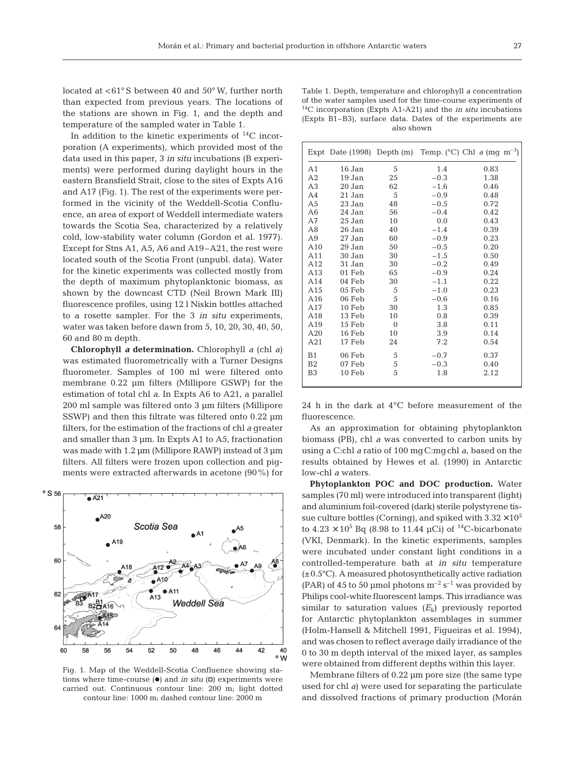located at <61° S between 40 and 50° W, further north than expected from previous years. The locations of the stations are shown in Fig. 1, and the depth and temperature of the sampled water in Table 1.

In addition to the kinetic experiments of $^{14}C$ incorporation (A experiments), which provided most of the data used in this paper, 3 *in situ* incubations (B experiments) were performed during daylight hours in the eastern Bransfield Strait, close to the sites of Expts A16 and A17 (Fig. 1). The rest of the experiments were performed in the vicinity of the Weddell-Scotia Confluence, an area of export of Weddell intermediate waters towards the Scotia Sea, characterized by a relatively cold, low-stability water column (Gordon et al. 1977). Except for Stns A1, A5, A6 and A19–A21, the rest were located south of the Scotia Front (unpubl. data). Water for the kinetic experiments was collected mostly from the depth of maximum phytoplanktonic biomass, as shown by the downcast CTD (Neil Brown Mark III) fluorescence profiles, using 12 l Niskin bottles attached to a rosette sampler. For the 3 *in situ* experiments, water was taken before dawn from 5, 10, 20, 30, 40, 50, 60 and 80 m depth.

**Chlorophyll *a* determination.** Chlorophyll *a* (chl *a*) was estimated fluorometrically with a Turner Designs fluorometer. Samples of 100 ml were filtered onto membrane 0.22 µm filters (Millipore GSWP) for the estimation of total chl *a*. In Expts A6 to A21, a parallel 200 ml sample was filtered onto 3 µm filters (Millipore SSWP) and then this filtrate was filtered onto 0.22 µm filters, for the estimation of the fractions of chl *a* greater and smaller than 3 µm. In Expts A1 to A5, fractionation was made with 1.2 µm (Millipore RAWP) instead of 3 µm filters. All filters were frozen upon collection and pigments were extracted afterwards in acetone (90%) for 24 h in the dark at 4°C before measurement of the fluorescence.

Fig. 1. Map of the Weddell-Scotia Confluence showing stations where time-course (●) and *in situ* (◘) experiments were carried out. Continuous contour line: 200 m; light dotted contour line: 1000 m; dashed contour line: 2000 m

Table 1. Depth, temperature and chlorophyll *a* concentration of the water samples used for the time-course experiments of $^{14}C$ incorporation (Expts A1-A21) and the *in situ* incubations (Expts B1–B3), surface data. Dates of the experiments are also shown

| Expt | Date (1998) | Depth (m) | Temp. (°C) | Chl *a* (mg $m^{-3}$) |
|---|---|---|---|---|
| A1 | 16 Jan | 5 | 1.4 | 0.83 |
| A2 | 19 Jan | 25 | −0.3 | 1.38 |
| A3 | 20 Jan | 62 | −1.6 | 0.46 |
| A4 | 21 Jan | 5 | −0.9 | 0.48 |
| A5 | 23 Jan | 48 | −0.5 | 0.72 |
| A6 | 24 Jan | 56 | −0.4 | 0.42 |
| A7 | 25 Jan | 10 | 0.0 | 0.43 |
| A8 | 26 Jan | 40 | −1.4 | 0.39 |
| A9 | 27 Jan | 60 | −0.9 | 0.23 |
| A10 | 29 Jan | 50 | −0.5 | 0.20 |
| A11 | 30 Jan | 30 | −1.5 | 0.50 |
| A12 | 31 Jan | 30 | −0.2 | 0.49 |
| A13 | 01 Feb | 65 | −0.9 | 0.24 |
| A14 | 04 Feb | 30 | −1.1 | 0.22 |
| A15 | 05 Feb | 5 | −1.0 | 0.23 |
| A16 | 06 Feb | 5 | −0.6 | 0.16 |
| A17 | 10 Feb | 30 | 1.3 | 0.85 |
| A18 | 13 Feb | 10 | 0.8 | 0.39 |
| A19 | 15 Feb | 0 | 3.8 | 0.11 |
| A20 | 16 Feb | 10 | 3.9 | 0.14 |
| A21 | 17 Feb | 24 | 7.2 | 0.54 |
| B1 | 06 Feb | 5 | −0.7 | 0.37 |
| B2 | 07 Feb | 5 | −0.3 | 0.40 |
| B3 | 10 Feb | 5 | 1.8 | 2.12 |

As an approximation for obtaining phytoplankton biomass (PB), chl *a* was converted to carbon units by using a C:chl *a* ratio of 100 mg C:mg chl *a*, based on the results obtained by Hewes et al. (1990) in Antarctic low-chl *a* waters.

**Phytoplankton POC and DOC production.** Water samples (70 ml) were introduced into transparent (light) and aluminium foil-covered (dark) sterile polystyrene tissue culture bottles (Corning), and spiked with $3.32 \times 10^5$ to $4.23 \times 10^5$ Bq (8.98 to 11.44 µCi) of $^{14}C$-bicarbonate (VKI, Denmark). In the kinetic experiments, samples were incubated under constant light conditions in a controlled-temperature bath at *in situ* temperature (±0.5°C). A measured photosynthetically active radiation (PAR) of 45 to 50 µmol photons $m^{-2}$ $s^{-1}$ was provided by Philips cool-white fluorescent lamps. This irradiance was similar to saturation values ($E_k$) previously reported for Antarctic phytoplankton assemblages in summer (Holm-Hansell & Mitchell 1991, Figueiras et al. 1994), and was chosen to reflect average daily irradiance of the 0 to 30 m depth interval of the mixed layer, as samples were obtained from different depths within this layer.

Membrane filters of 0.22 µm pore size (the same type used for chl *a*) were used for separating the particulate and dissolved fractions of primary production (Morán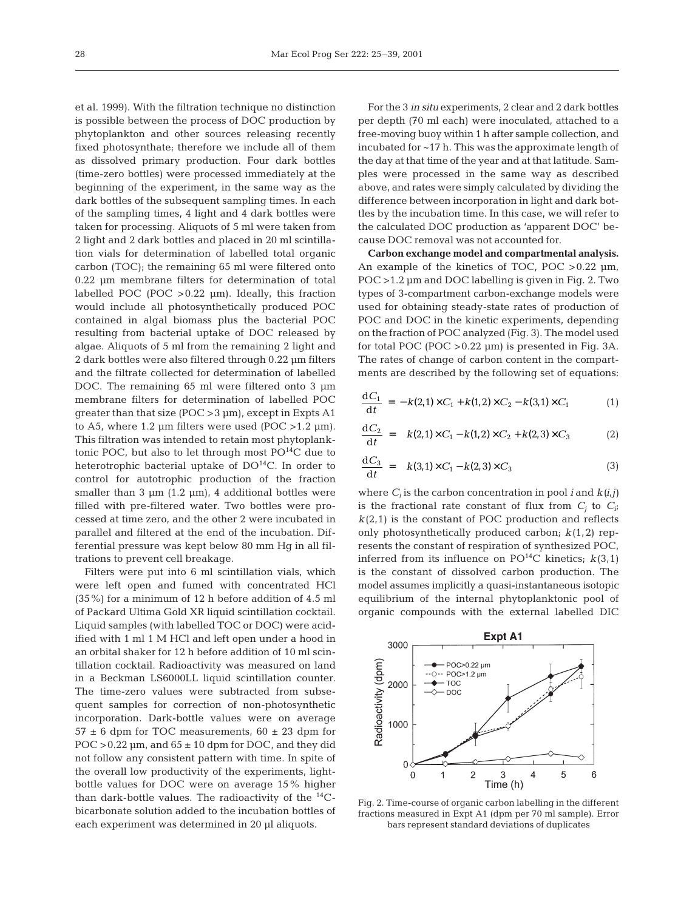et al. 1999). With the filtration technique no distinction is possible between the process of DOC production by phytoplankton and other sources releasing recently fixed photosynthate; therefore we include all of them as dissolved primary production. Four dark bottles (time-zero bottles) were processed immediately at the beginning of the experiment, in the same way as the dark bottles of the subsequent sampling times. In each of the sampling times, 4 light and 4 dark bottles were taken for processing. Aliquots of 5 ml were taken from 2 light and 2 dark bottles and placed in 20 ml scintillation vials for determination of labelled total organic carbon (TOC); the remaining 65 ml were filtered onto 0.22 µm membrane filters for determination of total labelled POC (POC >0.22 µm). Ideally, this fraction would include all photosynthetically produced POC contained in algal biomass plus the bacterial POC resulting from bacterial uptake of DOC released by algae. Aliquots of 5 ml from the remaining 2 light and 2 dark bottles were also filtered through 0.22 µm filters and the filtrate collected for determination of labelled DOC. The remaining 65 ml were filtered onto 3 µm membrane filters for determination of labelled POC greater than that size (POC >3 µm), except in Expts A1 to A5, where 1.2 µm filters were used (POC >1.2 µm). This filtration was intended to retain most phytoplanktonic POC, but also to let through most $PO^{14}C$ due to heterotrophic bacterial uptake of $DO^{14}C$. In order to control for autotrophic production of the fraction smaller than 3 µm (1.2 µm), 4 additional bottles were filled with pre-filtered water. Two bottles were processed at time zero, and the other 2 were incubated in parallel and filtered at the end of the incubation. Differential pressure was kept below 80 mm Hg in all filtrations to prevent cell breakage.

Filters were put into 6 ml scintillation vials, which were left open and fumed with concentrated HCl (35%) for a minimum of 12 h before addition of 4.5 ml of Packard Ultima Gold XR liquid scintillation cocktail. Liquid samples (with labelled TOC or DOC) were acidified with 1 ml 1 M HCl and left open under a hood in an orbital shaker for 12 h before addition of 10 ml scintillation cocktail. Radioactivity was measured on land in a Beckman LS6000LL liquid scintillation counter. The time-zero values were subtracted from subsequent samples for correction of non-photosynthetic incorporation. Dark-bottle values were on average 57 ± 6 dpm for TOC measurements, 60 ± 23 dpm for POC >0.22 µm, and 65 ± 10 dpm for DOC, and they did not follow any consistent pattern with time. In spite of the overall low productivity of the experiments, light-bottle values for DOC were on average 15% higher than dark-bottle values. The radioactivity of the $^{14}C$-bicarbonate solution added to the incubation bottles of each experiment was determined in 20 µl aliquots.

For the 3 *in situ* experiments, 2 clear and 2 dark bottles per depth (70 ml each) were inoculated, attached to a free-moving buoy within 1 h after sample collection, and incubated for ~17 h. This was the approximate length of the day at that time of the year and at that latitude. Samples were processed in the same way as described above, and rates were simply calculated by dividing the difference between incorporation in light and dark bottles by the incubation time. In this case, we will refer to the calculated DOC production as 'apparent DOC' because DOC removal was not accounted for.

**Carbon exchange model and compartmental analysis.** An example of the kinetics of TOC, POC >0.22 µm, POC >1.2 µm and DOC labelling is given in Fig. 2. Two types of 3-compartment carbon-exchange models were used for obtaining steady-state rates of production of POC and DOC in the kinetic experiments, depending on the fraction of POC analyzed (Fig. 3). The model used for total POC (POC >0.22 µm) is presented in Fig. 3A. The rates of change of carbon content in the compartments are described by the following set of equations:

$$\frac{dC_1}{dt} = -k(2,1) \times C_1 + k(1,2) \times C_2 - k(3,1) \times C_1 \quad (1)$$

$$\frac{dC_2}{dt} = k(2,1) \times C_1 - k(1,2) \times C_2 + k(2,3) \times C_3 \quad (2)$$

$$\frac{dC_3}{dt} = k(3,1) \times C_1 - k(2,3) \times C_3 \quad (3)$$

where $C_i$ is the carbon concentration in pool $i$ and $k(i,j)$ is the fractional rate constant of flux from $C_j$ to $C_i$; $k(2,1)$ is the constant of POC production and reflects only photosynthetically produced carbon; $k(1,2)$ represents the constant of respiration of synthesized POC, inferred from its influence on $PO^{14}C$ kinetics; $k(3,1)$ is the constant of dissolved carbon production. The model assumes implicitly a quasi-instantaneous isotopic equilibrium of the internal phytoplanktonic pool of organic compounds with the external labelled DIC

Fig. 2. Time-course of organic carbon labelling in the different fractions measured in Expt A1 (dpm per 70 ml sample). Error bars represent standard deviations of duplicates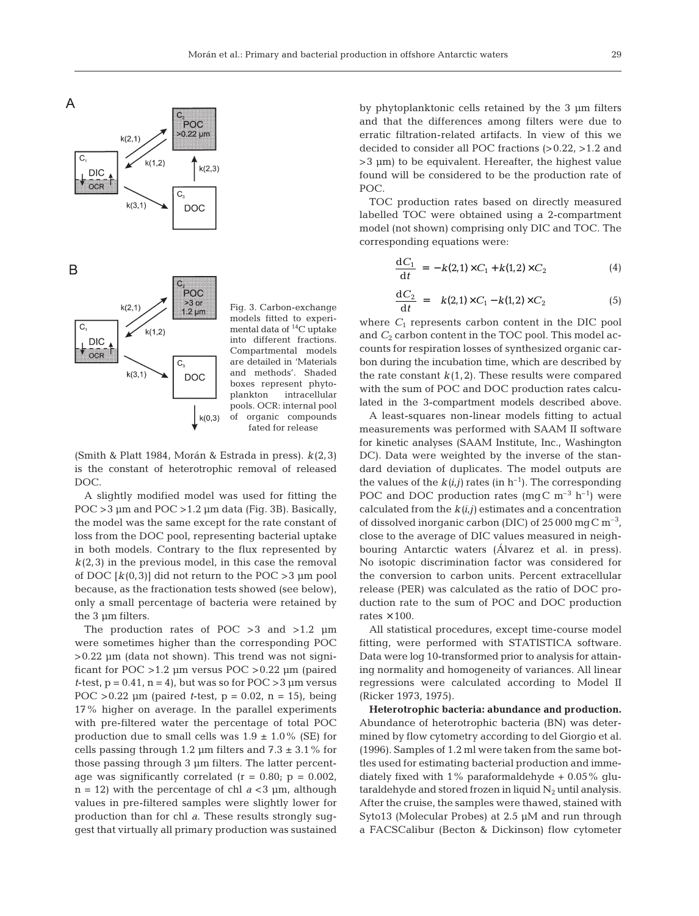Fig. 3. Carbon-exchange models fitted to experimental data of $^{14}C$ uptake into different fractions. Compartmental models are detailed in 'Materials and methods'. Shaded boxes represent phytoplankton intracellular pools. OCR: internal pool of organic compounds fated for release

(Smith & Platt 1984, Morán & Estrada in press). $k(2,3)$ is the constant of heterotrophic removal of released DOC.

A slightly modified model was used for fitting the POC >3 µm and POC >1.2 µm data (Fig. 3B). Basically, the model was the same except for the rate constant of loss from the DOC pool, representing bacterial uptake in both models. Contrary to the flux represented by $k(2,3)$ in the previous model, in this case the removal of DOC [$k(0,3)$] did not return to the POC >3 µm pool because, as the fractionation tests showed (see below), only a small percentage of bacteria were retained by the 3 µm filters.

The production rates of POC >3 and >1.2 µm were sometimes higher than the corresponding POC >0.22 µm (data not shown). This trend was not significant for POC >1.2 µm versus POC >0.22 µm (paired $t$-test, $p = 0.41$, $n = 4$), but was so for POC >3 µm versus POC >0.22 µm (paired $t$-test, $p = 0.02$, $n = 15$), being 17% higher on average. In the parallel experiments with pre-filtered water the percentage of total POC production due to small cells was 1.9 ± 1.0% (SE) for cells passing through 1.2 µm filters and 7.3 ± 3.1% for those passing through 3 µm filters. The latter percentage was significantly correlated ($r = 0.80$; $p = 0.002$, $n = 12$) with the percentage of chl $a$ <3 µm, although values in pre-filtered samples were slightly lower for production than for chl $a$. These results strongly suggest that virtually all primary production was sustained by phytoplanktonic cells retained by the 3 µm filters and that the differences among filters were due to erratic filtration-related artifacts. In view of this we decided to consider all POC fractions (>0.22, >1.2 and >3 µm) to be equivalent. Hereafter, the highest value found will be considered to be the production rate of POC.

TOC production rates based on directly measured labelled TOC were obtained using a 2-compartment model (not shown) comprising only DIC and TOC. The corresponding equations were:

$$\frac{dC_1}{dt} = -k(2,1) \times C_1 + k(1,2) \times C_2 \qquad (4)$$

$$\frac{dC_2}{dt} = k(2,1) \times C_1 - k(1,2) \times C_2 \qquad (5)$$

where $C_1$ represents carbon content in the DIC pool and $C_2$ carbon content in the TOC pool. This model accounts for respiration losses of synthesized organic carbon during the incubation time, which are described by the rate constant $k(1,2)$. These results were compared with the sum of POC and DOC production rates calculated in the 3-compartment models described above.

A least-squares non-linear models fitting to actual measurements was performed with SAAM II software for kinetic analyses (SAAM Institute, Inc., Washington DC). Data were weighted by the inverse of the standard deviation of duplicates. The model outputs are the values of the $k(i,j)$ rates (in $h^{-1}$). The corresponding POC and DOC production rates (mg C $m^{-3}$ $h^{-1}$) were calculated from the $k(i,j)$ estimates and a concentration of dissolved inorganic carbon (DIC) of 25 000 mg C $m^{-3}$, close to the average of DIC values measured in neighbouring Antarctic waters (Álvarez et al. in press). No isotopic discrimination factor was considered for the conversion to carbon units. Percent extracellular release (PER) was calculated as the ratio of DOC production rate to the sum of POC and DOC production rates × 100.

All statistical procedures, except time-course model fitting, were performed with STATISTICA software. Data were log 10-transformed prior to analysis for attaining normality and homogeneity of variances. All linear regressions were calculated according to Model II (Ricker 1973, 1975).

**Heterotrophic bacteria: abundance and production.** Abundance of heterotrophic bacteria (BN) was determined by flow cytometry according to del Giorgio et al. (1996). Samples of 1.2 ml were taken from the same bottles used for estimating bacterial production and immediately fixed with 1% paraformaldehyde + 0.05% glutaraldehyde and stored frozen in liquid $N_2$ until analysis. After the cruise, the samples were thawed, stained with Syto13 (Molecular Probes) at 2.5 µM and run through a FACSCalibur (Becton & Dickinson) flow cytometer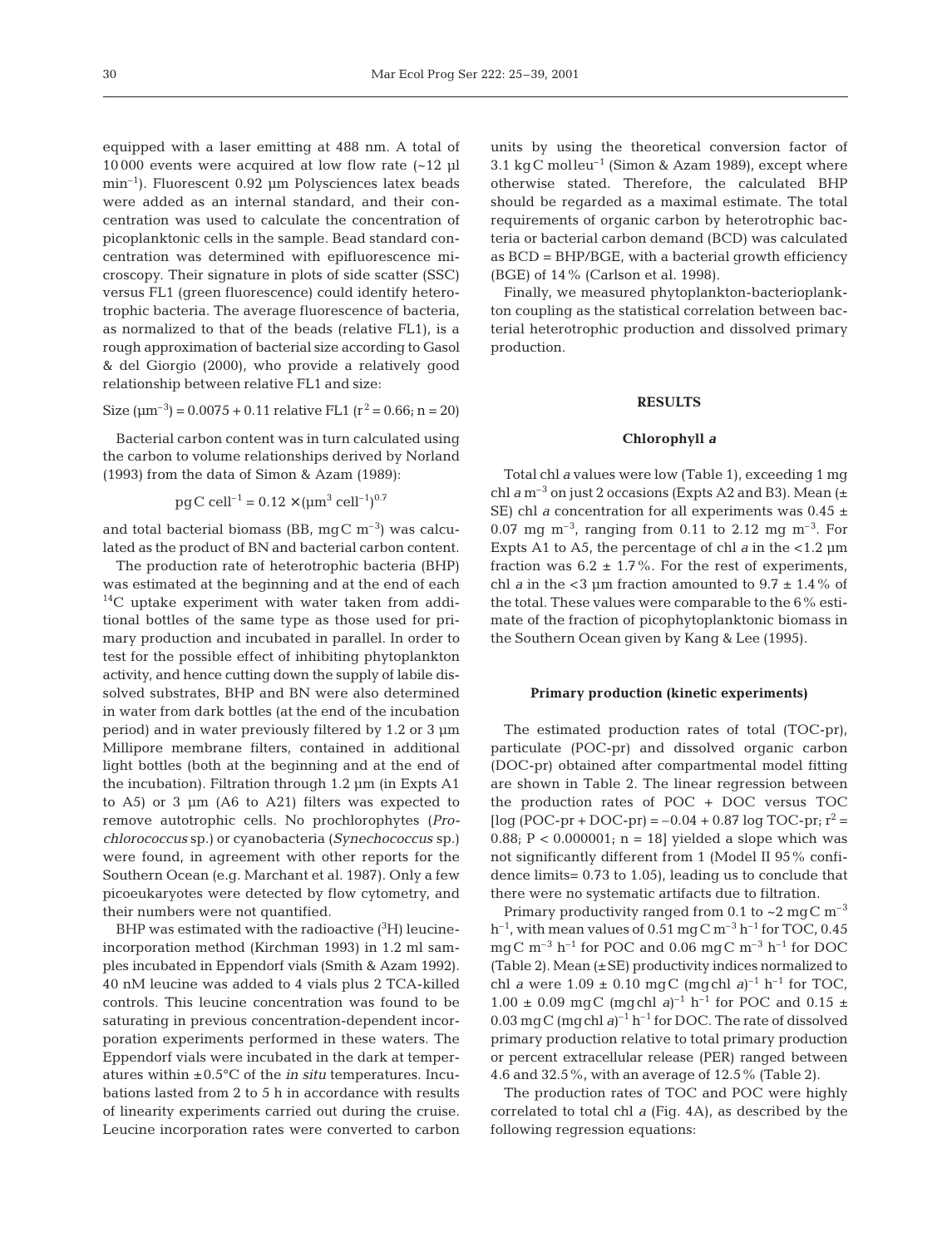equipped with a laser emitting at 488 nm. A total of 10 000 events were acquired at low flow rate (~12 µl $min^{-1}$). Fluorescent 0.92 µm Polysciences latex beads were added as an internal standard, and their concentration was used to calculate the concentration of picoplanktonic cells in the sample. Bead standard concentration was determined with epifluorescence microscopy. Their signature in plots of side scatter (SSC) versus FL1 (green fluorescence) could identify heterotrophic bacteria. The average fluorescence of bacteria, as normalized to that of the beads (relative FL1), is a rough approximation of bacterial size according to Gasol & del Giorgio (2000), who provide a relatively good relationship between relative FL1 and size:

$$\text{Size} (\mu m^{-3}) = 0.0075 + 0.11 \text{ relative FL1 } (r^2 = 0.66; n = 20)$$

Bacterial carbon content was in turn calculated using the carbon to volume relationships derived by Norland (1993) from the data of Simon & Azam (1989):

$$\text{pg C cell}^{-1} = 0.12 \times (\mu m^3 \text{ cell}^{-1})^{0.7}$$

and total bacterial biomass (BB, mg C $m^{-3}$) was calculated as the product of BN and bacterial carbon content.

The production rate of heterotrophic bacteria (BHP) was estimated at the beginning and at the end of each $^{14}C$ uptake experiment with water taken from additional bottles of the same type as those used for primary production and incubated in parallel. In order to test for the possible effect of inhibiting phytoplankton activity, and hence cutting down the supply of labile dissolved substrates, BHP and BN were also determined in water from dark bottles (at the end of the incubation period) and in water previously filtered by 1.2 or 3 µm Millipore membrane filters, contained in additional light bottles (both at the beginning and at the end of the incubation). Filtration through 1.2 µm (in Expts A1 to A5) or 3 µm (A6 to A21) filters was expected to remove autotrophic cells. No prochlorophytes (*Prochlorococcus* sp.) or cyanobacteria (*Synechococcus* sp.) were found, in agreement with other reports for the Southern Ocean (e.g. Marchant et al. 1987). Only a few picoeukaryotes were detected by flow cytometry, and their numbers were not quantified.

BHP was estimated with the radioactive ($^3H$) leucine-incorporation method (Kirchman 1993) in 1.2 ml samples incubated in Eppendorf vials (Smith & Azam 1992). 40 nM leucine was added to 4 vials plus 2 TCA-killed controls. This leucine concentration was found to be saturating in previous concentration-dependent incorporation experiments performed in these waters. The Eppendorf vials were incubated in the dark at temperatures within ±0.5°C of the *in situ* temperatures. Incubations lasted from 2 to 5 h in accordance with results of linearity experiments carried out during the cruise. Leucine incorporation rates were converted to carbon units by using the theoretical conversion factor of 3.1 kg C $mol\,leu^{-1}$ (Simon & Azam 1989), except where otherwise stated. Therefore, the calculated BHP should be regarded as a maximal estimate. The total requirements of organic carbon by heterotrophic bacteria or bacterial carbon demand (BCD) was calculated as BCD = BHP/BGE, with a bacterial growth efficiency (BGE) of 14% (Carlson et al. 1998).

Finally, we measured phytoplankton-bacterioplankton coupling as the statistical correlation between bacterial heterotrophic production and dissolved primary production.

## RESULTS

### Chlorophyll *a*

Total chl *a* values were low (Table 1), exceeding 1 mg chl *a* $m^{-3}$ on just 2 occasions (Expts A2 and B3). Mean (± SE) chl *a* concentration for all experiments was 0.45 ± 0.07 mg $m^{-3}$, ranging from 0.11 to 2.12 mg $m^{-3}$. For Expts A1 to A5, the percentage of chl *a* in the <1.2 µm fraction was 6.2 ± 1.7%. For the rest of experiments, chl *a* in the <3 µm fraction amounted to 9.7 ± 1.4% of the total. These values were comparable to the 6% estimate of the fraction of picophytoplanktonic biomass in the Southern Ocean given by Kang & Lee (1995).

### Primary production (kinetic experiments)

The estimated production rates of total (TOC-pr), particulate (POC-pr) and dissolved organic carbon (DOC-pr) obtained after compartmental model fitting are shown in Table 2. The linear regression between the production rates of POC + DOC versus TOC [log (POC-pr + DOC-pr) = –0.04 + 0.87 log TOC-pr; $r^2$ = 0.88; $P < 0.000001$; n = 18] yielded a slope which was not significantly different from 1 (Model II 95% confidence limits= 0.73 to 1.05), leading us to conclude that there were no systematic artifacts due to filtration.

Primary productivity ranged from 0.1 to ~2 mg C $m^{-3}$ $h^{-1}$, with mean values of 0.51 mg C $m^{-3}$ $h^{-1}$ for TOC, 0.45 mg C $m^{-3}$ $h^{-1}$ for POC and 0.06 mg C $m^{-3}$ $h^{-1}$ for DOC (Table 2). Mean (±SE) productivity indices normalized to chl *a* were 1.09 ± 0.10 mg C (mg chl *a*)$^{-1}$ $h^{-1}$ for TOC, 1.00 ± 0.09 mg C (mg chl *a*)$^{-1}$ $h^{-1}$ for POC and 0.15 ± 0.03 mg C (mg chl *a*)$^{-1}$ $h^{-1}$ for DOC. The rate of dissolved primary production relative to total primary production or percent extracellular release (PER) ranged between 4.6 and 32.5%, with an average of 12.5% (Table 2).

The production rates of TOC and POC were highly correlated to total chl *a* (Fig. 4A), as described by the following regression equations: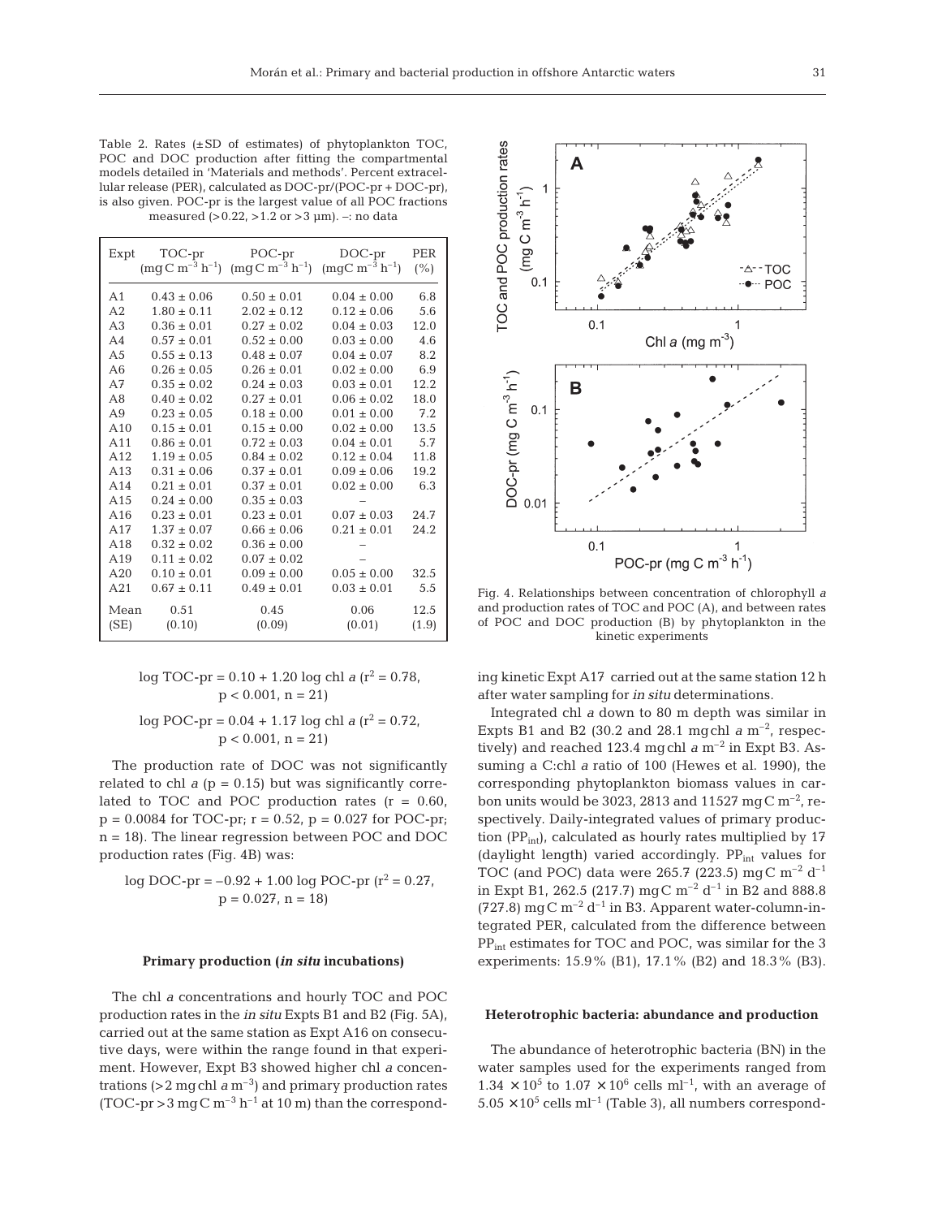Table 2. Rates (±SD of estimates) of phytoplankton TOC, POC and DOC production after fitting the compartmental models detailed in 'Materials and methods'. Percent extracellular release (PER), calculated as DOC-pr/(POC-pr + DOC-pr), is also given. POC-pr is the largest value of all POC fractions measured (>0.22, >1.2 or >3 µm). –: no data

| Expt | TOC-pr ($mg C m^{-3} h^{-1}$) | POC-pr ($mg C m^{-3} h^{-1}$) | DOC-pr ($mg C m^{-3} h^{-1}$) | PER (%) |
|---|---|---|---|---|
| A1 | 0.43 ± 0.06 | 0.50 ± 0.01 | 0.04 ± 0.00 | 6.8 |
| A2 | 1.80 ± 0.11 | 2.02 ± 0.12 | 0.12 ± 0.06 | 5.6 |
| A3 | 0.36 ± 0.01 | 0.27 ± 0.02 | 0.04 ± 0.03 | 12.0 |
| A4 | 0.57 ± 0.01 | 0.52 ± 0.00 | 0.03 ± 0.00 | 4.6 |
| A5 | 0.55 ± 0.13 | 0.48 ± 0.07 | 0.04 ± 0.07 | 8.2 |
| A6 | 0.26 ± 0.05 | 0.26 ± 0.01 | 0.02 ± 0.00 | 6.9 |
| A7 | 0.35 ± 0.02 | 0.24 ± 0.03 | 0.03 ± 0.01 | 12.2 |
| A8 | 0.40 ± 0.02 | 0.27 ± 0.01 | 0.06 ± 0.02 | 18.0 |
| A9 | 0.23 ± 0.05 | 0.18 ± 0.00 | 0.01 ± 0.00 | 7.2 |
| A10 | 0.15 ± 0.01 | 0.15 ± 0.00 | 0.02 ± 0.00 | 13.5 |
| A11 | 0.86 ± 0.01 | 0.72 ± 0.03 | 0.04 ± 0.01 | 5.7 |
| A12 | 1.19 ± 0.05 | 0.84 ± 0.02 | 0.12 ± 0.04 | 11.8 |
| A13 | 0.31 ± 0.06 | 0.37 ± 0.01 | 0.09 ± 0.06 | 19.2 |
| A14 | 0.21 ± 0.01 | 0.37 ± 0.01 | 0.02 ± 0.00 | 6.3 |
| A15 | 0.24 ± 0.00 | 0.35 ± 0.03 | – | |
| A16 | 0.23 ± 0.01 | 0.23 ± 0.01 | 0.07 ± 0.03 | 24.7 |
| A17 | 1.37 ± 0.07 | 0.66 ± 0.06 | 0.21 ± 0.01 | 24.2 |
| A18 | 0.32 ± 0.02 | 0.36 ± 0.00 | – | |
| A19 | 0.11 ± 0.02 | 0.07 ± 0.02 | – | |
| A20 | 0.10 ± 0.01 | 0.09 ± 0.00 | 0.05 ± 0.00 | 32.5 |
| A21 | 0.67 ± 0.11 | 0.49 ± 0.01 | 0.03 ± 0.01 | 5.5 |
| Mean (SE) | 0.51 (0.10) | 0.45 (0.09) | 0.06 (0.01) | 12.5 (1.9) |

$$\log \text{TOC-pr} = 0.10 + 1.20 \log \text{chl } a \ (r^2 = 0.78, \ p < 0.001, \ n = 21)$$

$$\log \text{POC-pr} = 0.04 + 1.17 \log \text{chl } a \ (r^2 = 0.72, \ p < 0.001, \ n = 21)$$

The production rate of DOC was not significantly related to chl *a* ($p = 0.15$) but was significantly correlated to TOC and POC production rates ($r = 0.60$, $p = 0.0084$ for TOC-pr; $r = 0.52$, $p = 0.027$ for POC-pr; $n = 18$). The linear regression between POC and DOC production rates (Fig. 4B) was:

$$\log \text{DOC-pr} = -0.92 + 1.00 \log \text{POC-pr} \ (r^2 = 0.27, \ p = 0.027, \ n = 18)$$

### Primary production (*in situ* incubations)

The chl *a* concentrations and hourly TOC and POC production rates in the *in situ* Expts B1 and B2 (Fig. 5A), carried out at the same station as Expt A16 on consecutive days, were within the range found in that experiment. However, Expt B3 showed higher chl *a* concentrations (>2 mg chl *a* $m^{-3}$) and primary production rates (TOC-pr >3 mg C $m^{-3}$ $h^{-1}$ at 10 m) than the corresponding kinetic Expt A17 carried out at the same station 12 h after water sampling for *in situ* determinations.

Fig. 4. Relationships between concentration of chlorophyll *a* and production rates of TOC and POC (A), and between rates of POC and DOC production (B) by phytoplankton in the kinetic experiments

Integrated chl *a* down to 80 m depth was similar in Expts B1 and B2 (30.2 and 28.1 mg chl *a* $m^{-2}$, respectively) and reached 123.4 mg chl *a* $m^{-2}$ in Expt B3. Assuming a C:chl *a* ratio of 100 (Hewes et al. 1990), the corresponding phytoplankton biomass values in carbon units would be 3023, 2813 and 11527 mg C $m^{-2}$, respectively. Daily-integrated values of primary production ($PP_{int}$), calculated as hourly rates multiplied by 17 (daylight length) varied accordingly. $PP_{int}$ values for TOC (and POC) data were 265.7 (223.5) mg C $m^{-2}$ $d^{-1}$ in Expt B1, 262.5 (217.7) mg C $m^{-2}$ $d^{-1}$ in B2 and 888.8 (727.8) mg C $m^{-2}$ $d^{-1}$ in B3. Apparent water-column-integrated PER, calculated from the difference between $PP_{int}$ estimates for TOC and POC, was similar for the 3 experiments: 15.9% (B1), 17.1% (B2) and 18.3% (B3).

### Heterotrophic bacteria: abundance and production

The abundance of heterotrophic bacteria (BN) in the water samples used for the experiments ranged from $1.34 \times 10^5$ to $1.07 \times 10^6$ cells $ml^{-1}$, with an average of $5.05 \times 10^5$ cells $ml^{-1}$ (Table 3), all numbers correspond-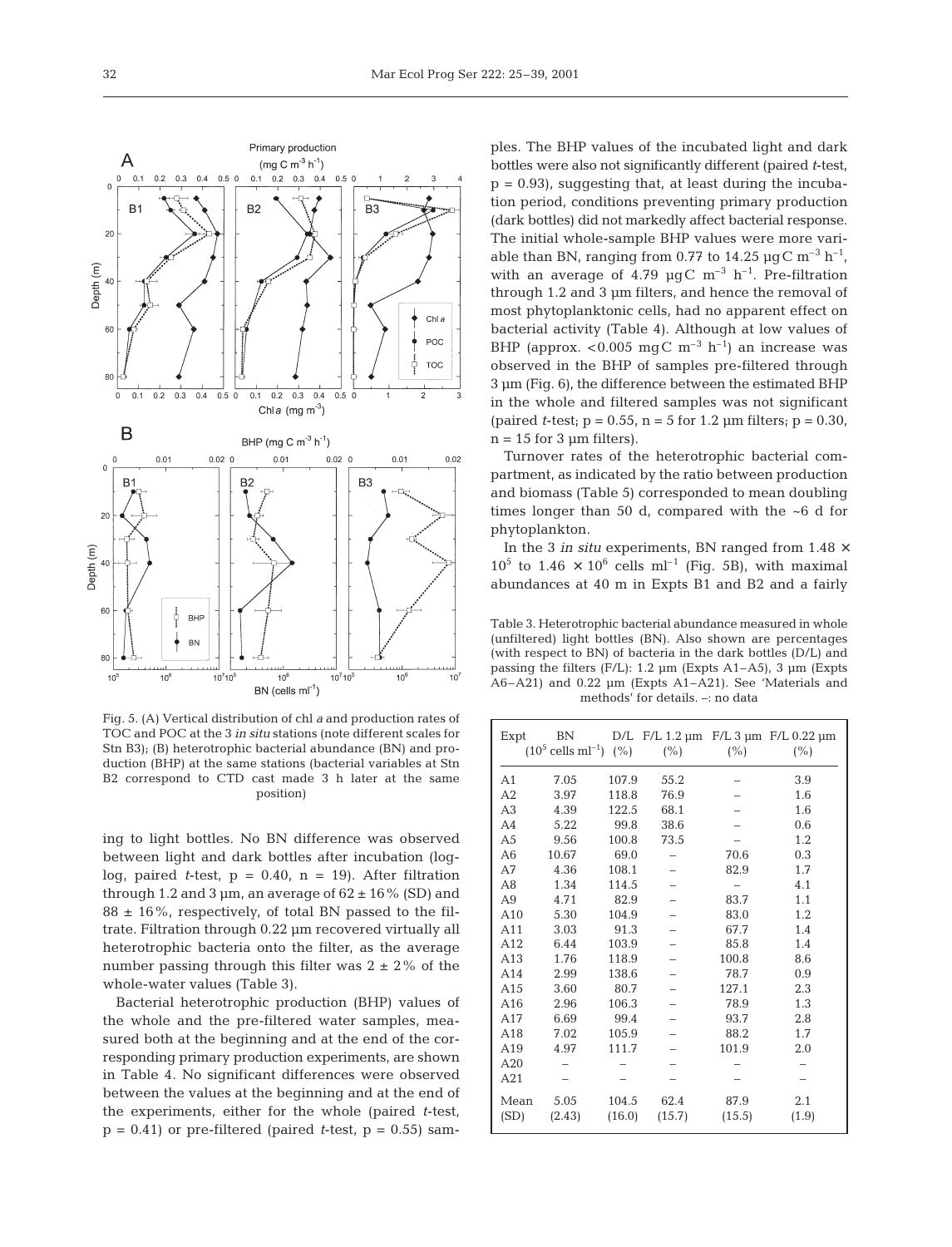Fig. 5. (A) Vertical distribution of chl *a* and production rates of TOC and POC at the 3 *in situ* stations (note different scales for Stn B3); (B) heterotrophic bacterial abundance (BN) and production (BHP) at the same stations (bacterial variables at Stn B2 correspond to CTD cast made 3 h later at the same position)

ing to light bottles. No BN difference was observed between light and dark bottles after incubation (log-log, paired *t*-test, $p = 0.40$, $n = 19$). After filtration through 1.2 and 3 µm, an average of 62 ± 16% (SD) and 88 ± 16%, respectively, of total BN passed to the filtrate. Filtration through 0.22 µm recovered virtually all heterotrophic bacteria onto the filter, as the average number passing through this filter was 2 ± 2% of the whole-water values (Table 3).

Bacterial heterotrophic production (BHP) values of the whole and the pre-filtered water samples, measured both at the beginning and at the end of the corresponding primary production experiments, are shown in Table 4. No significant differences were observed between the values at the beginning and at the end of the experiments, either for the whole (paired *t*-test, $p = 0.41$) or pre-filtered (paired *t*-test, $p = 0.55$) samples. The BHP values of the incubated light and dark bottles were also not significantly different (paired *t*-test, $p = 0.93$), suggesting that, at least during the incubation period, conditions preventing primary production (dark bottles) did not markedly affect bacterial response. The initial whole-sample BHP values were more variable than BN, ranging from 0.77 to 14.25 µgC $m^{-3}$ $h^{-1}$, with an average of 4.79 µgC $m^{-3}$ $h^{-1}$. Pre-filtration through 1.2 and 3 µm filters, and hence the removal of most phytoplanktonic cells, had no apparent effect on bacterial activity (Table 4). Although at low values of BHP (approx. <0.005 mgC $m^{-3}$ $h^{-1}$) an increase was observed in the BHP of samples pre-filtered through 3 µm (Fig. 6), the difference between the estimated BHP in the whole and filtered samples was not significant (paired *t*-test; $p = 0.55$, $n = 5$ for 1.2 µm filters; $p = 0.30$, $n = 15$ for 3 µm filters).

Turnover rates of the heterotrophic bacterial compartment, as indicated by the ratio between production and biomass (Table 5) corresponded to mean doubling times longer than 50 d, compared with the ~6 d for phytoplankton.

In the 3 *in situ* experiments, BN ranged from $1.48 \times 10^5$ to $1.46 \times 10^6$ cells $ml^{-1}$ (Fig. 5B), with maximal abundances at 40 m in Expts B1 and B2 and a fairly

Table 3. Heterotrophic bacterial abundance measured in whole (unfiltered) light bottles (BN). Also shown are percentages (with respect to BN) of bacteria in the dark bottles (D/L) and passing the filters (F/L): 1.2 µm (Expts A1–A5), 3 µm (Expts A6–A21) and 0.22 µm (Expts A1–A21). See 'Materials and methods' for details. –: no data

| Expt | BN ($10^5$ cells $ml^{-1}$) | D/L (%) | F/L 1.2 µm (%) | F/L 3 µm (%) | F/L 0.22 µm (%) |
|---|---|---|---|---|---|
| A1 | 7.05 | 107.9 | 55.2 | – | 3.9 |
| A2 | 3.97 | 118.8 | 76.9 | – | 1.6 |
| A3 | 4.39 | 122.5 | 68.1 | – | 1.6 |
| A4 | 5.22 | 99.8 | 38.6 | – | 0.6 |
| A5 | 9.56 | 100.8 | 73.5 | – | 1.2 |
| A6 | 10.67 | 69.0 | – | 70.6 | 0.3 |
| A7 | 4.36 | 108.1 | – | 82.9 | 1.7 |
| A8 | 1.34 | 114.5 | – | – | 4.1 |
| A9 | 4.71 | 82.9 | – | 83.7 | 1.1 |
| A10 | 5.30 | 104.9 | – | 83.0 | 1.2 |
| A11 | 3.03 | 91.3 | – | 67.7 | 1.4 |
| A12 | 6.44 | 103.9 | – | 85.8 | 1.4 |
| A13 | 1.76 | 118.9 | – | 100.8 | 8.6 |
| A14 | 2.99 | 138.6 | – | 78.7 | 0.9 |
| A15 | 3.60 | 80.7 | – | 127.1 | 2.3 |
| A16 | 2.96 | 106.3 | – | 78.9 | 1.3 |
| A17 | 6.69 | 99.4 | – | 93.7 | 2.8 |
| A18 | 7.02 | 105.9 | – | 88.2 | 1.7 |
| A19 | 4.97 | 111.7 | – | 101.9 | 2.0 |
| A20 | – | – | – | – | – |
| A21 | – | – | – | – | – |
| Mean | 5.05 | 104.5 | 62.4 | 87.9 | 2.1 |
| (SD) | (2.43) | (16.0) | (15.7) | (15.5) | (1.9) |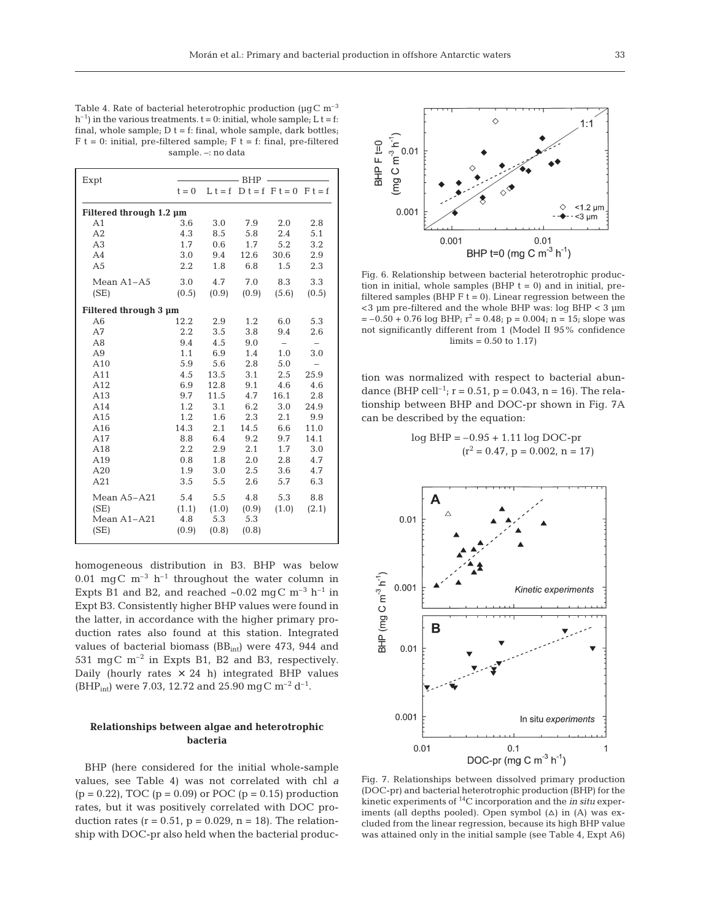Table 4. Rate of bacterial heterotrophic production (μgC $m^{-3}$ $h^{-1}$) in the various treatments. t = 0: initial, whole sample; L t = f: final, whole sample; D t = f: final, whole sample, dark bottles; F t = 0: initial, pre-filtered sample; F t = f: final, pre-filtered sample. –: no data

| Expt | BHP | | | | |
|---|---|---|---|---|---|
| | t = 0 | L t = f | D t = f | F t = 0 | F t = f |
| **Filtered through 1.2 μm** | | | | | |
| A1 | 3.6 | 3.0 | 7.9 | 2.0 | 2.8 |
| A2 | 4.3 | 8.5 | 5.8 | 2.4 | 5.1 |
| A3 | 1.7 | 0.6 | 1.7 | 5.2 | 3.2 |
| A4 | 3.0 | 9.4 | 12.6 | 30.6 | 2.9 |
| A5 | 2.2 | 1.8 | 6.8 | 1.5 | 2.3 |
| Mean A1–A5 | 3.0 | 4.7 | 7.0 | 8.3 | 3.3 |
| (SE) | (0.5) | (0.9) | (0.9) | (5.6) | (0.5) |
| **Filtered through 3 μm** | | | | | |
| A6 | 12.2 | 2.9 | 1.2 | 6.0 | 5.3 |
| A7 | 2.2 | 3.5 | 3.8 | 9.4 | 2.6 |
| A8 | 9.4 | 4.5 | 9.0 | – | – |
| A9 | 1.1 | 6.9 | 1.4 | 1.0 | 3.0 |
| A10 | 5.9 | 5.6 | 2.8 | 5.0 | – |
| A11 | 4.5 | 13.5 | 3.1 | 2.5 | 25.9 |
| A12 | 6.9 | 12.8 | 9.1 | 4.6 | 4.6 |
| A13 | 9.7 | 11.5 | 4.7 | 16.1 | 2.8 |
| A14 | 1.2 | 3.1 | 6.2 | 3.0 | 24.9 |
| A15 | 1.2 | 1.6 | 2.3 | 2.1 | 9.9 |
| A16 | 14.3 | 2.1 | 14.5 | 6.6 | 11.0 |
| A17 | 8.8 | 6.4 | 9.2 | 9.7 | 14.1 |
| A18 | 2.2 | 2.9 | 2.1 | 1.7 | 3.0 |
| A19 | 0.8 | 1.8 | 2.0 | 2.8 | 4.7 |
| A20 | 1.9 | 3.0 | 2.5 | 3.6 | 4.7 |
| A21 | 3.5 | 5.5 | 2.6 | 5.7 | 6.3 |
| Mean A5–A21 | 5.4 | 5.5 | 4.8 | 5.3 | 8.8 |
| (SE) | (1.1) | (1.0) | (0.9) | (1.0) | (2.1) |
| Mean A1–A21 | 4.8 | 5.3 | 5.3 | | |
| (SE) | (0.9) | (0.8) | (0.8) | | |

homogeneous distribution in B3. BHP was below 0.01 mgC $m^{-3}$ $h^{-1}$ throughout the water column in Expts B1 and B2, and reached ~0.02 mgC $m^{-3}$ $h^{-1}$ in Expt B3. Consistently higher BHP values were found in the latter, in accordance with the higher primary production rates also found at this station. Integrated values of bacterial biomass ($BB_{int}$) were 473, 944 and 531 mgC $m^{-2}$ in Expts B1, B2 and B3, respectively. Daily (hourly rates × 24 h) integrated BHP values ($BHP_{int}$) were 7.03, 12.72 and 25.90 mgC $m^{-2}$ $d^{-1}$.

### Relationships between algae and heterotrophic bacteria

BHP (here considered for the initial whole-sample values, see Table 4) was not correlated with chl *a* ($p = 0.22$), TOC ($p = 0.09$) or POC ($p = 0.15$) production rates, but it was positively correlated with DOC production rates ($r = 0.51$, $p = 0.029$, $n = 18$). The relationship with DOC-pr also held when the bacterial production was normalized with respect to bacterial abundance (BHP $cell^{-1}$; $r = 0.51$, $p = 0.043$, $n = 16$). The relationship between BHP and DOC-pr shown in Fig. 7A can be described by the equation:

$$\log \text{BHP} = -0.95 + 1.11 \log \text{DOC-pr}$$
$$(r^2 = 0.47,\ p = 0.002,\ n = 17)$$

Fig. 6. Relationship between bacterial heterotrophic production in initial, whole samples (BHP t = 0) and in initial, pre-filtered samples (BHP F t = 0). Linear regression between the <3 μm pre-filtered and the whole BHP was: log BHP < 3 μm = –0.50 + 0.76 log BHP; $r^2 = 0.48$; $p = 0.004$; $n = 15$; slope was not significantly different from 1 (Model II 95% confidence limits = 0.50 to 1.17)

Fig. 7. Relationships between dissolved primary production (DOC-pr) and bacterial heterotrophic production (BHP) for the kinetic experiments of $^{14}C$ incorporation and the *in situ* experiments (all depths pooled). Open symbol (△) in (A) was excluded from the linear regression, because its high BHP value was attained only in the initial sample (see Table 4, Expt A6)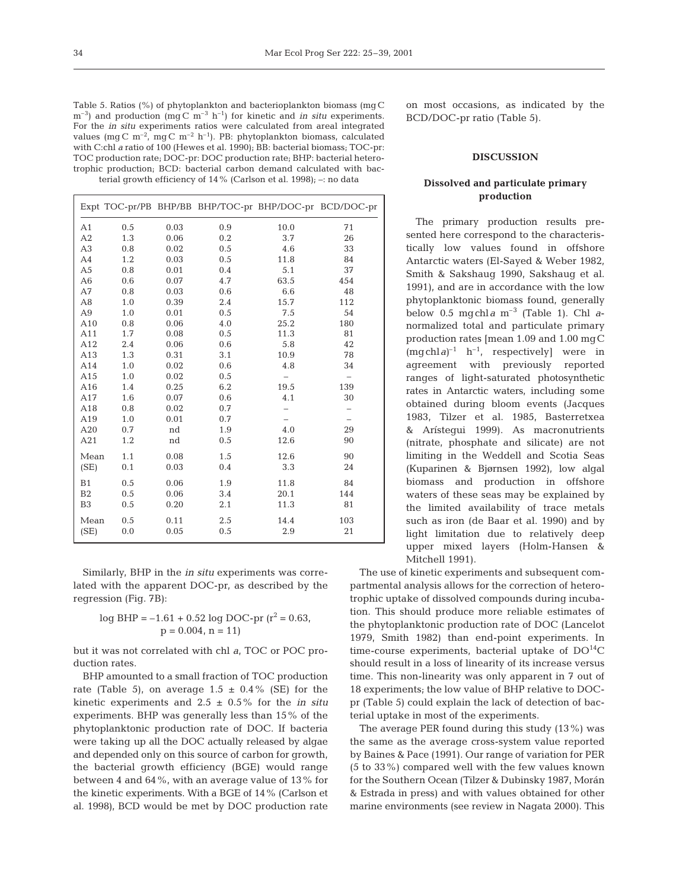Table 5. Ratios (%) of phytoplankton and bacterioplankton biomass (mg C $m^{-3}$) and production (mg C $m^{-3}$ $h^{-1}$) for kinetic and *in situ* experiments. For the *in situ* experiments ratios were calculated from areal integrated values (mg C $m^{-2}$, mg C $m^{-2}$ $h^{-1}$). PB: phytoplankton biomass, calculated with C:chl *a* ratio of 100 (Hewes et al. 1990); BB: bacterial biomass; TOC-pr: TOC production rate; DOC-pr: DOC production rate; BHP: bacterial heterotrophic production; BCD: bacterial carbon demand calculated with bacterial growth efficiency of 14% (Carlson et al. 1998); –: no data

| Expt | TOC-pr/PB | BHP/BB | BHP/TOC-pr | BHP/DOC-pr | BCD/DOC-pr |
|---|---|---|---|---|---|
| A1 | 0.5 | 0.03 | 0.9 | 10.0 | 71 |
| A2 | 1.3 | 0.06 | 0.2 | 3.7 | 26 |
| A3 | 0.8 | 0.02 | 0.5 | 4.6 | 33 |
| A4 | 1.2 | 0.03 | 0.5 | 11.8 | 84 |
| A5 | 0.8 | 0.01 | 0.4 | 5.1 | 37 |
| A6 | 0.6 | 0.07 | 4.7 | 63.5 | 454 |
| A7 | 0.8 | 0.03 | 0.6 | 6.6 | 48 |
| A8 | 1.0 | 0.39 | 2.4 | 15.7 | 112 |
| A9 | 1.0 | 0.01 | 0.5 | 7.5 | 54 |
| A10 | 0.8 | 0.06 | 4.0 | 25.2 | 180 |
| A11 | 1.7 | 0.08 | 0.5 | 11.3 | 81 |
| A12 | 2.4 | 0.06 | 0.6 | 5.8 | 42 |
| A13 | 1.3 | 0.31 | 3.1 | 10.9 | 78 |
| A14 | 1.0 | 0.02 | 0.6 | 4.8 | 34 |
| A15 | 1.0 | 0.02 | 0.5 | – | – |
| A16 | 1.4 | 0.25 | 6.2 | 19.5 | 139 |
| A17 | 1.6 | 0.07 | 0.6 | 4.1 | 30 |
| A18 | 0.8 | 0.02 | 0.7 | – | – |
| A19 | 1.0 | 0.01 | 0.7 | – | – |
| A20 | 0.7 | nd | 1.9 | 4.0 | 29 |
| A21 | 1.2 | nd | 0.5 | 12.6 | 90 |
| Mean | 1.1 | 0.08 | 1.5 | 12.6 | 90 |
| (SE) | 0.1 | 0.03 | 0.4 | 3.3 | 24 |
| B1 | 0.5 | 0.06 | 1.9 | 11.8 | 84 |
| B2 | 0.5 | 0.06 | 3.4 | 20.1 | 144 |
| B3 | 0.5 | 0.20 | 2.1 | 11.3 | 81 |
| Mean | 0.5 | 0.11 | 2.5 | 14.4 | 103 |
| (SE) | 0.0 | 0.05 | 0.5 | 2.9 | 21 |

Similarly, BHP in the *in situ* experiments was correlated with the apparent DOC-pr, as described by the regression (Fig. 7B):

$$\log \text{BHP} = -1.61 + 0.52 \log \text{DOC-pr} \ (r^2 = 0.63, \ p = 0.004, \ n = 11)$$

but it was not correlated with chl *a*, TOC or POC production rates.

BHP amounted to a small fraction of TOC production rate (Table 5), on average $1.5 \pm 0.4$% (SE) for the kinetic experiments and $2.5 \pm 0.5$% for the *in situ* experiments. BHP was generally less than 15% of the phytoplanktonic production rate of DOC. If bacteria were taking up all the DOC actually released by algae and depended only on this source of carbon for growth, the bacterial growth efficiency (BGE) would range between 4 and 64%, with an average value of 13% for the kinetic experiments. With a BGE of 14% (Carlson et al. 1998), BCD would be met by DOC production rate on most occasions, as indicated by the BCD/DOC-pr ratio (Table 5).

## DISCUSSION

### Dissolved and particulate primary production

The primary production results presented here correspond to the characteristically low values found in offshore Antarctic waters (El-Sayed & Weber 1982, Smith & Sakshaug 1990, Sakshaug et al. 1991), and are in accordance with the low phytoplanktonic biomass found, generally below 0.5 mg chl *a* $m^{-3}$ (Table 1). Chl *a*-normalized total and particulate primary production rates [mean 1.09 and 1.00 mg C (mg chl *a*)$^{-1}$ $h^{-1}$, respectively] were in agreement with previously reported ranges of light-saturated photosynthetic rates in Antarctic waters, including some obtained during bloom events (Jacques 1983, Tilzer et al. 1985, Basterretxea & Arístegui 1999). As macronutrients (nitrate, phosphate and silicate) are not limiting in the Weddell and Scotia Seas (Kuparinen & Bjørnsen 1992), low algal biomass and production in offshore waters of these seas may be explained by the limited availability of trace metals such as iron (de Baar et al. 1990) and by light limitation due to relatively deep upper mixed layers (Holm-Hansen & Mitchell 1991).

The use of kinetic experiments and subsequent compartmental analysis allows for the correction of heterotrophic uptake of dissolved compounds during incubation. This should produce more reliable estimates of the phytoplanktonic production rate of DOC (Lancelot 1979, Smith 1982) than end-point experiments. In time-course experiments, bacterial uptake of $DO^{14}C$ should result in a loss of linearity of its increase versus time. This non-linearity was only apparent in 7 out of 18 experiments; the low value of BHP relative to DOC-pr (Table 5) could explain the lack of detection of bacterial uptake in most of the experiments.

The average PER found during this study (13%) was the same as the average cross-system value reported by Baines & Pace (1991). Our range of variation for PER (5 to 33%) compared well with the few values known for the Southern Ocean (Tilzer & Dubinsky 1987, Morán & Estrada in press) and with values obtained for other marine environments (see review in Nagata 2000). This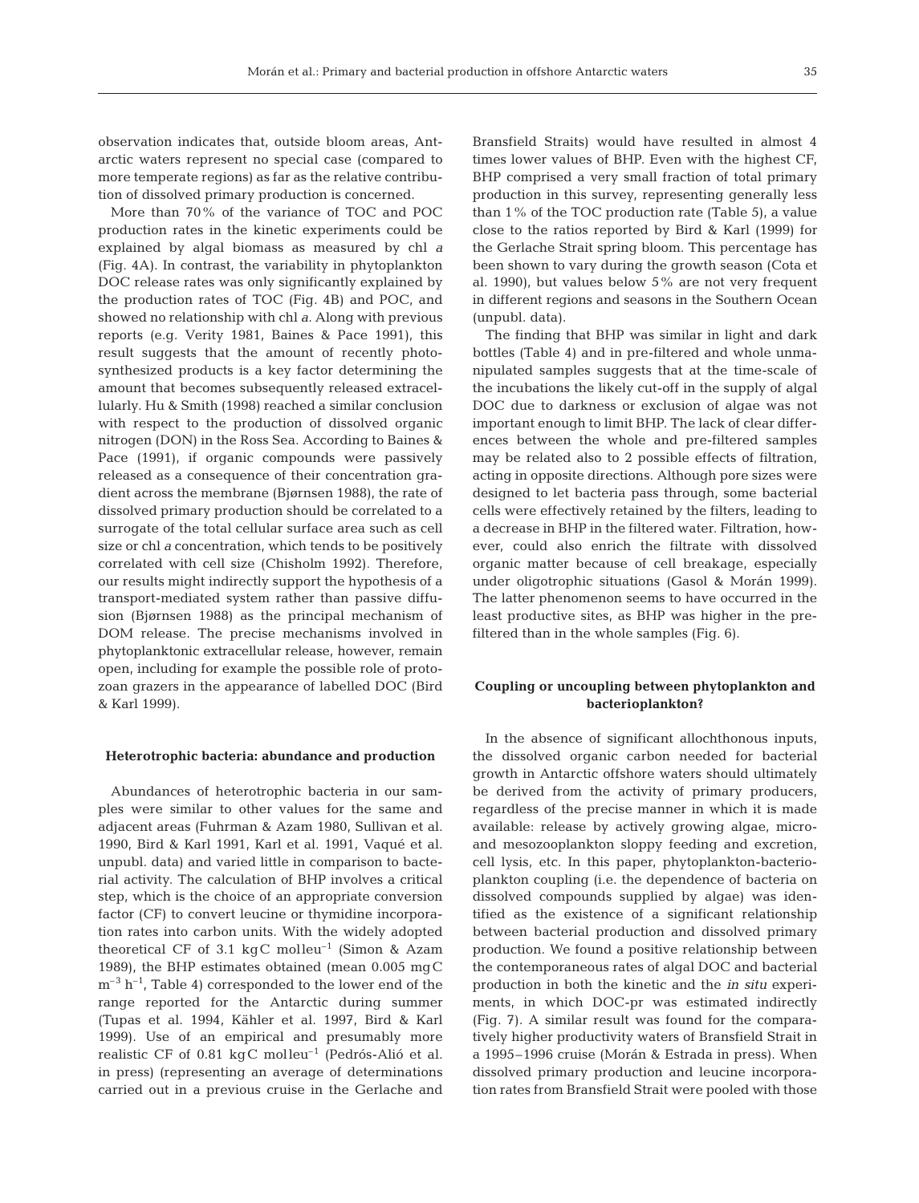observation indicates that, outside bloom areas, Antarctic waters represent no special case (compared to more temperate regions) as far as the relative contribution of dissolved primary production is concerned.

More than 70% of the variance of TOC and POC production rates in the kinetic experiments could be explained by algal biomass as measured by chl *a* (Fig. 4A). In contrast, the variability in phytoplankton DOC release rates was only significantly explained by the production rates of TOC (Fig. 4B) and POC, and showed no relationship with chl *a*. Along with previous reports (e.g. Verity 1981, Baines & Pace 1991), this result suggests that the amount of recently photosynthesized products is a key factor determining the amount that becomes subsequently released extracellularly. Hu & Smith (1998) reached a similar conclusion with respect to the production of dissolved organic nitrogen (DON) in the Ross Sea. According to Baines & Pace (1991), if organic compounds were passively released as a consequence of their concentration gradient across the membrane (Bjørnsen 1988), the rate of dissolved primary production should be correlated to a surrogate of the total cellular surface area such as cell size or chl *a* concentration, which tends to be positively correlated with cell size (Chisholm 1992). Therefore, our results might indirectly support the hypothesis of a transport-mediated system rather than passive diffusion (Bjørnsen 1988) as the principal mechanism of DOM release. The precise mechanisms involved in phytoplanktonic extracellular release, however, remain open, including for example the possible role of protozoan grazers in the appearance of labelled DOC (Bird & Karl 1999).

## Heterotrophic bacteria: abundance and production

Abundances of heterotrophic bacteria in our samples were similar to other values for the same and adjacent areas (Fuhrman & Azam 1980, Sullivan et al. 1990, Bird & Karl 1991, Karl et al. 1991, Vaqué et al. unpubl. data) and varied little in comparison to bacterial activity. The calculation of BHP involves a critical step, which is the choice of an appropriate conversion factor (CF) to convert leucine or thymidine incorporation rates into carbon units. With the widely adopted theoretical CF of 3.1 kgC $mol\,leu^{-1}$ (Simon & Azam 1989), the BHP estimates obtained (mean 0.005 mgC $m^{-3}\,h^{-1}$, Table 4) corresponded to the lower end of the range reported for the Antarctic during summer (Tupas et al. 1994, Kähler et al. 1997, Bird & Karl 1999). Use of an empirical and presumably more realistic CF of 0.81 kgC $mol\,leu^{-1}$ (Pedrós-Alió et al. in press) (representing an average of determinations carried out in a previous cruise in the Gerlache and Bransfield Straits) would have resulted in almost 4 times lower values of BHP. Even with the highest CF, BHP comprised a very small fraction of total primary production in this survey, representing generally less than 1% of the TOC production rate (Table 5), a value close to the ratios reported by Bird & Karl (1999) for the Gerlache Strait spring bloom. This percentage has been shown to vary during the growth season (Cota et al. 1990), but values below 5% are not very frequent in different regions and seasons in the Southern Ocean (unpubl. data).

The finding that BHP was similar in light and dark bottles (Table 4) and in pre-filtered and whole unmanipulated samples suggests that at the time-scale of the incubations the likely cut-off in the supply of algal DOC due to darkness or exclusion of algae was not important enough to limit BHP. The lack of clear differences between the whole and pre-filtered samples may be related also to 2 possible effects of filtration, acting in opposite directions. Although pore sizes were designed to let bacteria pass through, some bacterial cells were effectively retained by the filters, leading to a decrease in BHP in the filtered water. Filtration, however, could also enrich the filtrate with dissolved organic matter because of cell breakage, especially under oligotrophic situations (Gasol & Morán 1999). The latter phenomenon seems to have occurred in the least productive sites, as BHP was higher in the pre-filtered than in the whole samples (Fig. 6).

## Coupling or uncoupling between phytoplankton and bacterioplankton?

In the absence of significant allochthonous inputs, the dissolved organic carbon needed for bacterial growth in Antarctic offshore waters should ultimately be derived from the activity of primary producers, regardless of the precise manner in which it is made available: release by actively growing algae, micro- and mesozooplankton sloppy feeding and excretion, cell lysis, etc. In this paper, phytoplankton-bacterioplankton coupling (i.e. the dependence of bacteria on dissolved compounds supplied by algae) was identified as the existence of a significant relationship between bacterial production and dissolved primary production. We found a positive relationship between the contemporaneous rates of algal DOC and bacterial production in both the kinetic and the *in situ* experiments, in which DOC-pr was estimated indirectly (Fig. 7). A similar result was found for the comparatively higher productivity waters of Bransfield Strait in a 1995–1996 cruise (Morán & Estrada in press). When dissolved primary production and leucine incorporation rates from Bransfield Strait were pooled with those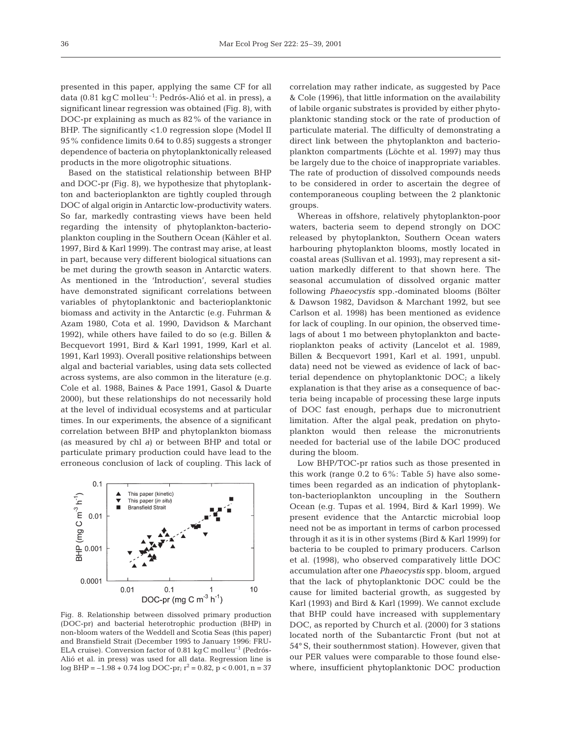presented in this paper, applying the same CF for all data (0.81 kg C mol leu$^{-1}$: Pedrós-Alió et al. in press), a significant linear regression was obtained (Fig. 8), with DOC-pr explaining as much as 82% of the variance in BHP. The significantly <1.0 regression slope (Model II 95% confidence limits 0.64 to 0.85) suggests a stronger dependence of bacteria on phytoplanktonically released products in the more oligotrophic situations.

Based on the statistical relationship between BHP and DOC-pr (Fig. 8), we hypothesize that phytoplankton and bacterioplankton are tightly coupled through DOC of algal origin in Antarctic low-productivity waters. So far, markedly contrasting views have been held regarding the intensity of phytoplankton-bacterioplankton coupling in the Southern Ocean (Kähler et al. 1997, Bird & Karl 1999). The contrast may arise, at least in part, because very different biological situations can be met during the growth season in Antarctic waters. As mentioned in the 'Introduction', several studies have demonstrated significant correlations between variables of phytoplanktonic and bacterioplanktonic biomass and activity in the Antarctic (e.g. Fuhrman & Azam 1980, Cota et al. 1990, Davidson & Marchant 1992), while others have failed to do so (e.g. Billen & Becquevort 1991, Bird & Karl 1991, 1999, Karl et al. 1991, Karl 1993). Overall positive relationships between algal and bacterial variables, using data sets collected across systems, are also common in the literature (e.g. Cole et al. 1988, Baines & Pace 1991, Gasol & Duarte 2000), but these relationships do not necessarily hold at the level of individual ecosystems and at particular times. In our experiments, the absence of a significant correlation between BHP and phytoplankton biomass (as measured by chl *a*) or between BHP and total or particulate primary production could have lead to the erroneous conclusion of lack of coupling. This lack of correlation may rather indicate, as suggested by Pace & Cole (1996), that little information on the availability of labile organic substrates is provided by either phytoplanktonic standing stock or the rate of production of particulate material. The difficulty of demonstrating a direct link between the phytoplankton and bacterioplankton compartments (Löchte et al. 1997) may thus be largely due to the choice of inappropriate variables. The rate of production of dissolved compounds needs to be considered in order to ascertain the degree of contemporaneous coupling between the 2 planktonic groups.

Fig. 8. Relationship between dissolved primary production (DOC-pr) and bacterial heterotrophic production (BHP) in non-bloom waters of the Weddell and Scotia Seas (this paper) and Bransfield Strait (December 1995 to January 1996: FRUELA cruise). Conversion factor of 0.81 kg C mol leu$^{-1}$ (Pedrós-Alió et al. in press) was used for all data. Regression line is $\log BHP = -1.98 + 0.74 \log DOC\text{-pr}$; $r^2 = 0.82$, $p < 0.001$, $n = 37$

Whereas in offshore, relatively phytoplankton-poor waters, bacteria seem to depend strongly on DOC released by phytoplankton, Southern Ocean waters harbouring phytoplankton blooms, mostly located in coastal areas (Sullivan et al. 1993), may represent a situation markedly different to that shown here. The seasonal accumulation of dissolved organic matter following *Phaeocystis* spp.-dominated blooms (Bölter & Dawson 1982, Davidson & Marchant 1992, but see Carlson et al. 1998) has been mentioned as evidence for lack of coupling. In our opinion, the observed time-lags of about 1 mo between phytoplankton and bacterioplankton peaks of activity (Lancelot et al. 1989, Billen & Becquevort 1991, Karl et al. 1991, unpubl. data) need not be viewed as evidence of lack of bacterial dependence on phytoplanktonic DOC; a likely explanation is that they arise as a consequence of bacteria being incapable of processing these large inputs of DOC fast enough, perhaps due to micronutrient limitation. After the algal peak, predation on phytoplankton would then release the micronutrients needed for bacterial use of the labile DOC produced during the bloom.

Low BHP/TOC-pr ratios such as those presented in this work (range 0.2 to 6%: Table 5) have also sometimes been regarded as an indication of phytoplankton-bacterioplankton uncoupling in the Southern Ocean (e.g. Tupas et al. 1994, Bird & Karl 1999). We present evidence that the Antarctic microbial loop need not be as important in terms of carbon processed through it as it is in other systems (Bird & Karl 1999) for bacteria to be coupled to primary producers. Carlson et al. (1998), who observed comparatively little DOC accumulation after one *Phaeocystis* spp. bloom, argued that the lack of phytoplanktonic DOC could be the cause for limited bacterial growth, as suggested by Karl (1993) and Bird & Karl (1999). We cannot exclude that BHP could have increased with supplementary DOC, as reported by Church et al. (2000) for 3 stations located north of the Subantarctic Front (but not at 54° S, their southernmost station). However, given that our PER values were comparable to those found elsewhere, insufficient phytoplanktonic DOC production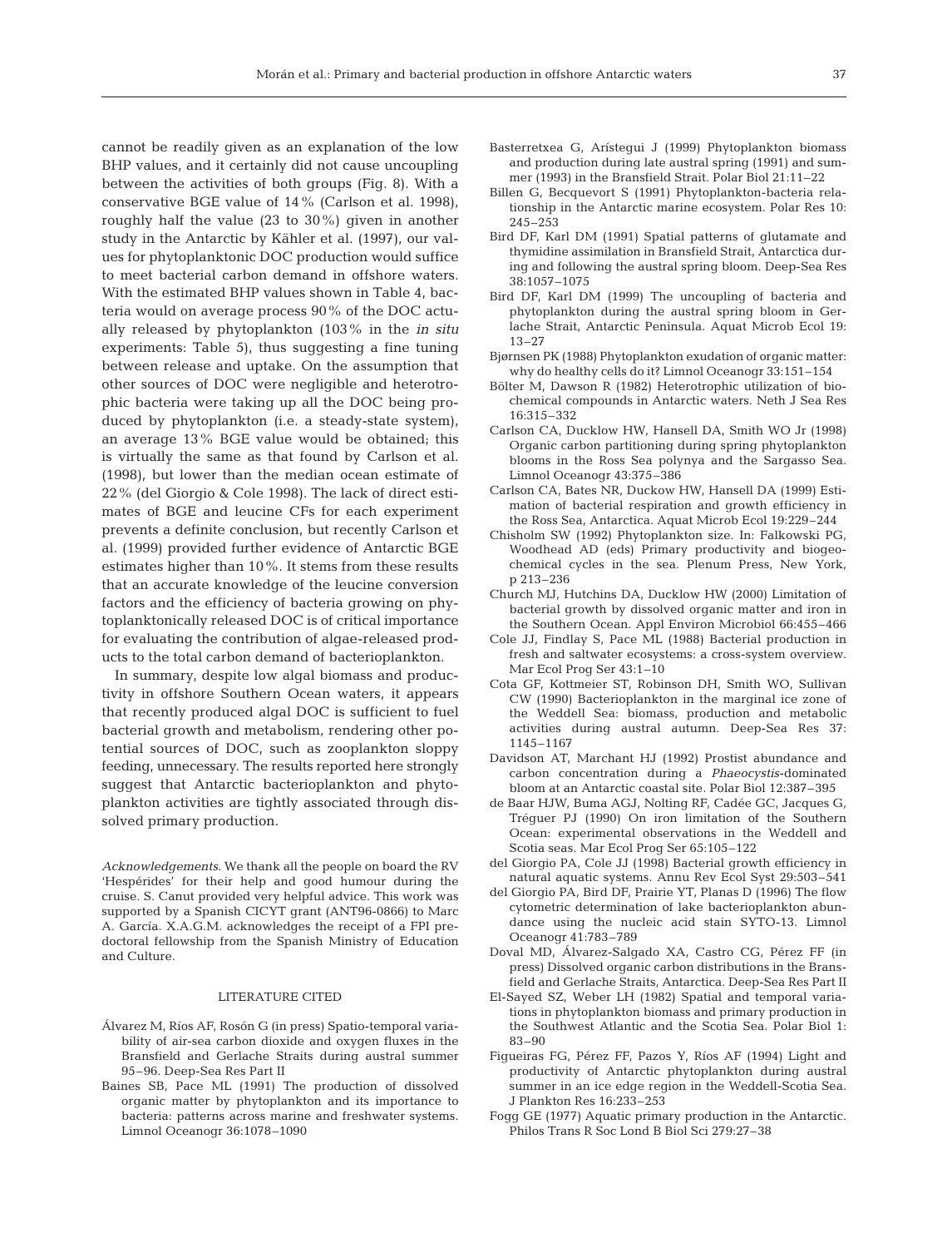cannot be readily given as an explanation of the low BHP values, and it certainly did not cause uncoupling between the activities of both groups (Fig. 8). With a conservative BGE value of 14% (Carlson et al. 1998), roughly half the value (23 to 30%) given in another study in the Antarctic by Kähler et al. (1997), our values for phytoplanktonic DOC production would suffice to meet bacterial carbon demand in offshore waters. With the estimated BHP values shown in Table 4, bacteria would on average process 90% of the DOC actually released by phytoplankton (103% in the *in situ* experiments: Table 5), thus suggesting a fine tuning between release and uptake. On the assumption that other sources of DOC were negligible and heterotrophic bacteria were taking up all the DOC being produced by phytoplankton (i.e. a steady-state system), an average 13% BGE value would be obtained; this is virtually the same as that found by Carlson et al. (1998), but lower than the median ocean estimate of 22% (del Giorgio & Cole 1998). The lack of direct estimates of BGE and leucine CFs for each experiment prevents a definite conclusion, but recently Carlson et al. (1999) provided further evidence of Antarctic BGE estimates higher than 10%. It stems from these results that an accurate knowledge of the leucine conversion factors and the efficiency of bacteria growing on phytoplanktonically released DOC is of critical importance for evaluating the contribution of algae-released products to the total carbon demand of bacterioplankton.

In summary, despite low algal biomass and productivity in offshore Southern Ocean waters, it appears that recently produced algal DOC is sufficient to fuel bacterial growth and metabolism, rendering other potential sources of DOC, such as zooplankton sloppy feeding, unnecessary. The results reported here strongly suggest that Antarctic bacterioplankton and phytoplankton activities are tightly associated through dissolved primary production.

*Acknowledgements.* We thank all the people on board the RV 'Hespérides' for their help and good humour during the cruise. S. Canut provided very helpful advice. This work was supported by a Spanish CICYT grant (ANT96-0866) to Marc A. García. X.A.G.M. acknowledges the receipt of a FPI predoctoral fellowship from the Spanish Ministry of Education and Culture.

## LITERATURE CITED

- Álvarez M, Ríos AF, Rosón G (in press) Spatio-temporal variability of air-sea carbon dioxide and oxygen fluxes in the Bransfield and Gerlache Straits during austral summer 95–96. Deep-Sea Res Part II
- Baines SB, Pace ML (1991) The production of dissolved organic matter by phytoplankton and its importance to bacteria: patterns across marine and freshwater systems. Limnol Oceanogr 36:1078–1090
- Basterretxea G, Arístegui J (1999) Phytoplankton biomass and production during late austral spring (1991) and summer (1993) in the Bransfield Strait. Polar Biol 21:11–22
- Billen G, Becquevort S (1991) Phytoplankton-bacteria relationship in the Antarctic marine ecosystem. Polar Res 10: 245–253
- Bird DF, Karl DM (1991) Spatial patterns of glutamate and thymidine assimilation in Bransfield Strait, Antarctica during and following the austral spring bloom. Deep-Sea Res 38:1057–1075
- Bird DF, Karl DM (1999) The uncoupling of bacteria and phytoplankton during the austral spring bloom in Gerlache Strait, Antarctic Peninsula. Aquat Microb Ecol 19: 13–27
- Bjørnsen PK (1988) Phytoplankton exudation of organic matter: why do healthy cells do it? Limnol Oceanogr 33:151–154
- Bölter M, Dawson R (1982) Heterotrophic utilization of biochemical compounds in Antarctic waters. Neth J Sea Res 16:315–332
- Carlson CA, Ducklow HW, Hansell DA, Smith WO Jr (1998) Organic carbon partitioning during spring phytoplankton blooms in the Ross Sea polynya and the Sargasso Sea. Limnol Oceanogr 43:375–386
- Carlson CA, Bates NR, Duckow HW, Hansell DA (1999) Estimation of bacterial respiration and growth efficiency in the Ross Sea, Antarctica. Aquat Microb Ecol 19:229–244
- Chisholm SW (1992) Phytoplankton size. In: Falkowski PG, Woodhead AD (eds) Primary productivity and biogeochemical cycles in the sea. Plenum Press, New York, p 213–236
- Church MJ, Hutchins DA, Ducklow HW (2000) Limitation of bacterial growth by dissolved organic matter and iron in the Southern Ocean. Appl Environ Microbiol 66:455–466
- Cole JJ, Findlay S, Pace ML (1988) Bacterial production in fresh and saltwater ecosystems: a cross-system overview. Mar Ecol Prog Ser 43:1–10
- Cota GF, Kottmeier ST, Robinson DH, Smith WO, Sullivan CW (1990) Bacterioplankton in the marginal ice zone of the Weddell Sea: biomass, production and metabolic activities during austral autumn. Deep-Sea Res 37: 1145–1167
- Davidson AT, Marchant HJ (1992) Prostist abundance and carbon concentration during a *Phaeocystis*-dominated bloom at an Antarctic coastal site. Polar Biol 12:387–395
- de Baar HJW, Buma AGJ, Nolting RF, Cadée GC, Jacques G, Tréguer PJ (1990) On iron limitation of the Southern Ocean: experimental observations in the Weddell and Scotia seas. Mar Ecol Prog Ser 65:105–122
- del Giorgio PA, Cole JJ (1998) Bacterial growth efficiency in natural aquatic systems. Annu Rev Ecol Syst 29:503–541
- del Giorgio PA, Bird DF, Prairie YT, Planas D (1996) The flow cytometric determination of lake bacterioplankton abundance using the nucleic acid stain SYTO-13. Limnol Oceanogr 41:783–789
- Doval MD, Álvarez-Salgado XA, Castro CG, Pérez FF (in press) Dissolved organic carbon distributions in the Bransfield and Gerlache Straits, Antarctica. Deep-Sea Res Part II
- El-Sayed SZ, Weber LH (1982) Spatial and temporal variations in phytoplankton biomass and primary production in the Southwest Atlantic and the Scotia Sea. Polar Biol 1: 83–90
- Figueiras FG, Pérez FF, Pazos Y, Ríos AF (1994) Light and productivity of Antarctic phytoplankton during austral summer in an ice edge region in the Weddell-Scotia Sea. J Plankton Res 16:233–253
- Fogg GE (1977) Aquatic primary production in the Antarctic. Philos Trans R Soc Lond B Biol Sci 279:27–38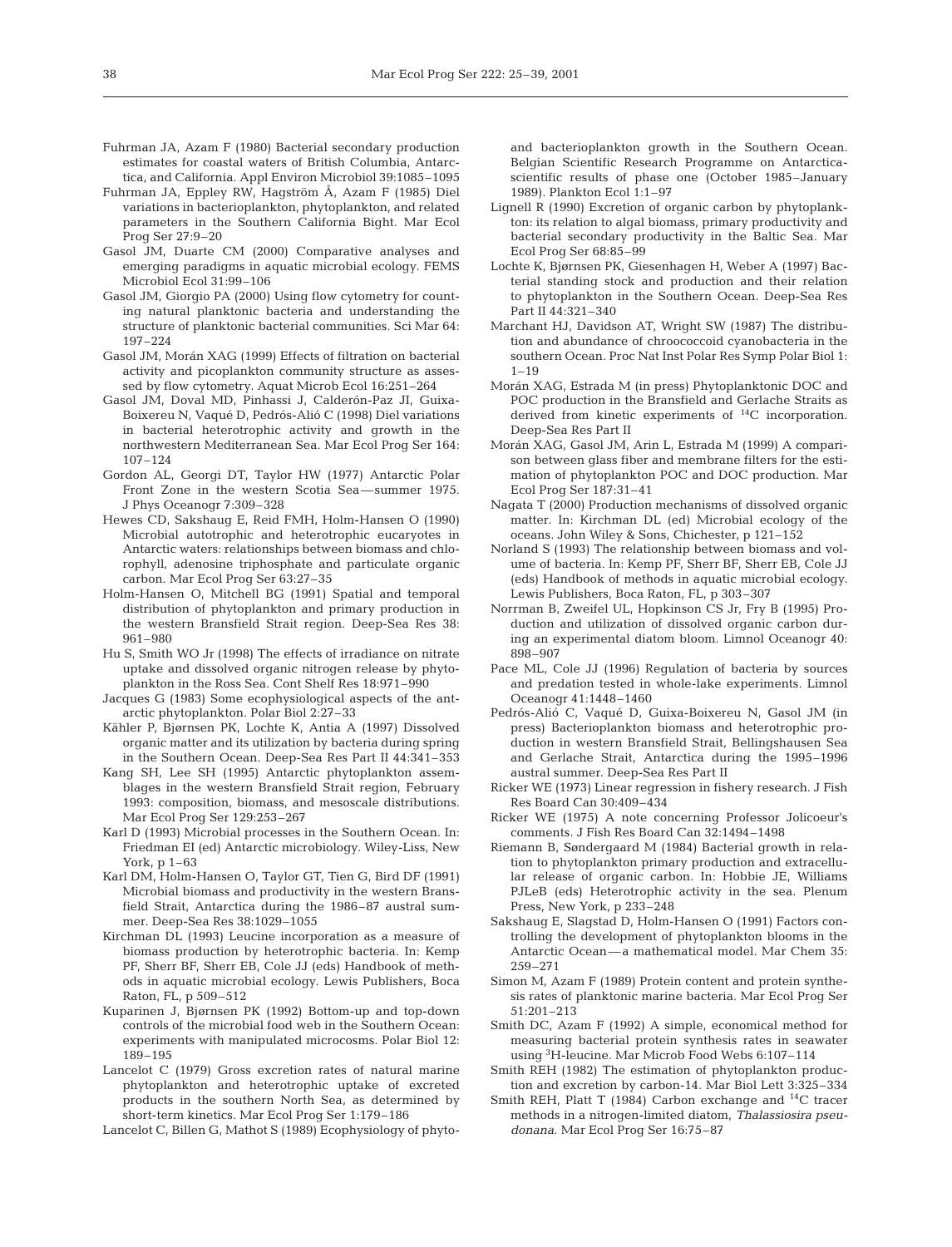Fuhrman JA, Azam F (1980) Bacterial secondary production estimates for coastal waters of British Columbia, Antarctica, and California. Appl Environ Microbiol 39:1085–1095

Fuhrman JA, Eppley RW, Hagström Å, Azam F (1985) Diel variations in bacterioplankton, phytoplankton, and related parameters in the Southern California Bight. Mar Ecol Prog Ser 27:9–20

Gasol JM, Duarte CM (2000) Comparative analyses and emerging paradigms in aquatic microbial ecology. FEMS Microbiol Ecol 31:99–106

Gasol JM, Giorgio PA (2000) Using flow cytometry for counting natural planktonic bacteria and understanding the structure of planktonic bacterial communities. Sci Mar 64: 197–224

Gasol JM, Morán XAG (1999) Effects of filtration on bacterial activity and picoplankton community structure as assessed by flow cytometry. Aquat Microb Ecol 16:251–264

Gasol JM, Doval MD, Pinhassi J, Calderón-Paz JI, Guixa-Boixereu N, Vaqué D, Pedrós-Alió C (1998) Diel variations in bacterial heterotrophic activity and growth in the northwestern Mediterranean Sea. Mar Ecol Prog Ser 164: 107–124

Gordon AL, Georgi DT, Taylor HW (1977) Antarctic Polar Front Zone in the western Scotia Sea—summer 1975. J Phys Oceanogr 7:309–328

Hewes CD, Sakshaug E, Reid FMH, Holm-Hansen O (1990) Microbial autotrophic and heterotrophic eucaryotes in Antarctic waters: relationships between biomass and chlorophyll, adenosine triphosphate and particulate organic carbon. Mar Ecol Prog Ser 63:27–35

Holm-Hansen O, Mitchell BG (1991) Spatial and temporal distribution of phytoplankton and primary production in the western Bransfield Strait region. Deep-Sea Res 38: 961–980

Hu S, Smith WO Jr (1998) The effects of irradiance on nitrate uptake and dissolved organic nitrogen release by phytoplankton in the Ross Sea. Cont Shelf Res 18:971–990

Jacques G (1983) Some ecophysiological aspects of the antarctic phytoplankton. Polar Biol 2:27–33

Kähler P, Bjørnsen PK, Lochte K, Antia A (1997) Dissolved organic matter and its utilization by bacteria during spring in the Southern Ocean. Deep-Sea Res Part II 44:341–353

Kang SH, Lee SH (1995) Antarctic phytoplankton assemblages in the western Bransfield Strait region, February 1993: composition, biomass, and mesoscale distributions. Mar Ecol Prog Ser 129:253–267

Karl D (1993) Microbial processes in the Southern Ocean. In: Friedman EI (ed) Antarctic microbiology. Wiley-Liss, New York, p 1–63

Karl DM, Holm-Hansen O, Taylor GT, Tien G, Bird DF (1991) Microbial biomass and productivity in the western Bransfield Strait, Antarctica during the 1986–87 austral summer. Deep-Sea Res 38:1029–1055

Kirchman DL (1993) Leucine incorporation as a measure of biomass production by heterotrophic bacteria. In: Kemp PF, Sherr BF, Sherr EB, Cole JJ (eds) Handbook of methods in aquatic microbial ecology. Lewis Publishers, Boca Raton, FL, p 509–512

Kuparinen J, Bjørnsen PK (1992) Bottom-up and top-down controls of the microbial food web in the Southern Ocean: experiments with manipulated microcosms. Polar Biol 12: 189–195

Lancelot C (1979) Gross excretion rates of natural marine phytoplankton and heterotrophic uptake of excreted products in the southern North Sea, as determined by short-term kinetics. Mar Ecol Prog Ser 1:179–186

Lancelot C, Billen G, Mathot S (1989) Ecophysiology of phyto- and bacterioplankton growth in the Southern Ocean. Belgian Scientific Research Programme on Antarctica-scientific results of phase one (October 1985–January 1989). Plankton Ecol 1:1–97

Lignell R (1990) Excretion of organic carbon by phytoplankton: its relation to algal biomass, primary productivity and bacterial secondary productivity in the Baltic Sea. Mar Ecol Prog Ser 68:85–99

Lochte K, Bjørnsen PK, Giesenhagen H, Weber A (1997) Bacterial standing stock and production and their relation to phytoplankton in the Southern Ocean. Deep-Sea Res Part II 44:321–340

Marchant HJ, Davidson AT, Wright SW (1987) The distribution and abundance of chroococcoid cyanobacteria in the southern Ocean. Proc Nat Inst Polar Res Symp Polar Biol 1: 1–19

Morán XAG, Estrada M (in press) Phytoplanktonic DOC and POC production in the Bransfield and Gerlache Straits as derived from kinetic experiments of $^{14}C$ incorporation. Deep-Sea Res Part II

Morán XAG, Gasol JM, Arin L, Estrada M (1999) A comparison between glass fiber and membrane filters for the estimation of phytoplankton POC and DOC production. Mar Ecol Prog Ser 187:31–41

Nagata T (2000) Production mechanisms of dissolved organic matter. In: Kirchman DL (ed) Microbial ecology of the oceans. John Wiley & Sons, Chichester, p 121–152

Norland S (1993) The relationship between biomass and volume of bacteria. In: Kemp PF, Sherr BF, Sherr EB, Cole JJ (eds) Handbook of methods in aquatic microbial ecology. Lewis Publishers, Boca Raton, FL, p 303–307

Norrman B, Zweifel UL, Hopkinson CS Jr, Fry B (1995) Production and utilization of dissolved organic carbon during an experimental diatom bloom. Limnol Oceanogr 40: 898–907

Pace ML, Cole JJ (1996) Regulation of bacteria by sources and predation tested in whole-lake experiments. Limnol Oceanogr 41:1448–1460

Pedrós-Alió C, Vaqué D, Guixa-Boixereu N, Gasol JM (in press) Bacterioplankton biomass and heterotrophic production in western Bransfield Strait, Bellingshausen Sea and Gerlache Strait, Antarctica during the 1995–1996 austral summer. Deep-Sea Res Part II

Ricker WE (1973) Linear regression in fishery research. J Fish Res Board Can 30:409–434

Ricker WE (1975) A note concerning Professor Jolicoeur's comments. J Fish Res Board Can 32:1494–1498

Riemann B, Søndergaard M (1984) Bacterial growth in relation to phytoplankton primary production and extracellular release of organic carbon. In: Hobbie JE, Williams PJLeB (eds) Heterotrophic activity in the sea. Plenum Press, New York, p 233–248

Sakshaug E, Slagstad D, Holm-Hansen O (1991) Factors controlling the development of phytoplankton blooms in the Antarctic Ocean—a mathematical model. Mar Chem 35: 259–271

Simon M, Azam F (1989) Protein content and protein synthesis rates of planktonic marine bacteria. Mar Ecol Prog Ser 51:201–213

Smith DC, Azam F (1992) A simple, economical method for measuring bacterial protein synthesis rates in seawater using $^{3}H$-leucine. Mar Microb Food Webs 6:107–114

Smith REH (1982) The estimation of phytoplankton production and excretion by carbon-14. Mar Biol Lett 3:325–334

Smith REH, Platt T (1984) Carbon exchange and $^{14}C$ tracer methods in a nitrogen-limited diatom, *Thalassiosira pseudonana*. Mar Ecol Prog Ser 16:75–87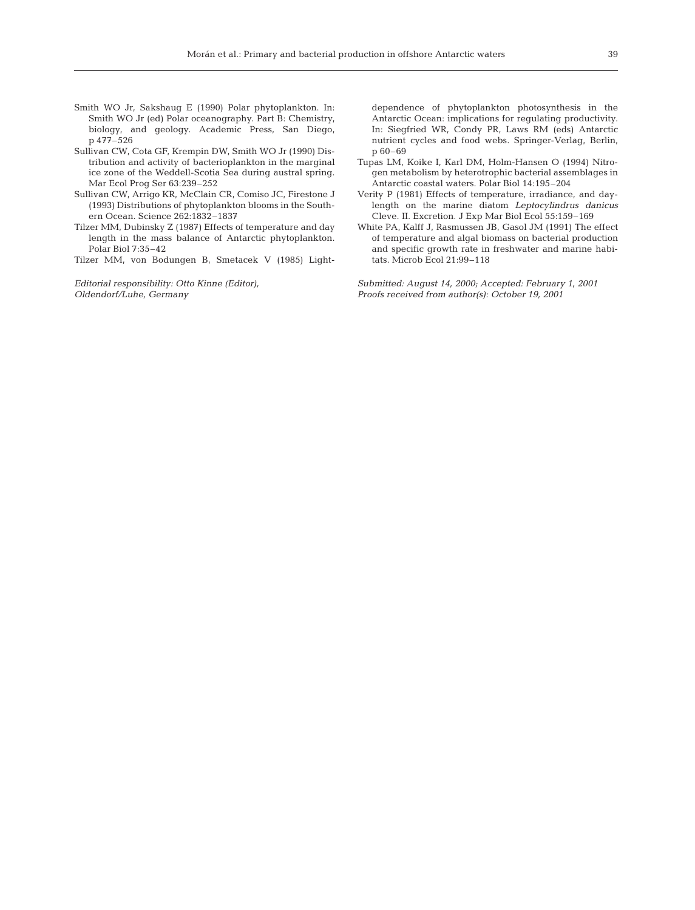Smith WO Jr, Sakshaug E (1990) Polar phytoplankton. In: Smith WO Jr (ed) Polar oceanography. Part B: Chemistry, biology, and geology. Academic Press, San Diego, p 477–526

Sullivan CW, Cota GF, Krempin DW, Smith WO Jr (1990) Distribution and activity of bacterioplankton in the marginal ice zone of the Weddell-Scotia Sea during austral spring. Mar Ecol Prog Ser 63:239–252

Sullivan CW, Arrigo KR, McClain CR, Comiso JC, Firestone J (1993) Distributions of phytoplankton blooms in the Southern Ocean. Science 262:1832–1837

Tilzer MM, Dubinsky Z (1987) Effects of temperature and day length in the mass balance of Antarctic phytoplankton. Polar Biol 7:35–42

Tilzer MM, von Bodungen B, Smetacek V (1985) Light-dependence of phytoplankton photosynthesis in the Antarctic Ocean: implications for regulating productivity. In: Siegfried WR, Condy PR, Laws RM (eds) Antarctic nutrient cycles and food webs. Springer-Verlag, Berlin, p 60–69

Tupas LM, Koike I, Karl DM, Holm-Hansen O (1994) Nitrogen metabolism by heterotrophic bacterial assemblages in Antarctic coastal waters. Polar Biol 14:195–204

Verity P (1981) Effects of temperature, irradiance, and day-length on the marine diatom *Leptocylindrus danicus* Cleve. II. Excretion. J Exp Mar Biol Ecol 55:159–169

White PA, Kalff J, Rasmussen JB, Gasol JM (1991) The effect of temperature and algal biomass on bacterial production and specific growth rate in freshwater and marine habitats. Microb Ecol 21:99–118

*Editorial responsibility: Otto Kinne (Editor), Oldendorf/Luhe, Germany*

*Submitted: August 14, 2000; Accepted: February 1, 2001*
*Proofs received from author(s): October 19, 2001*